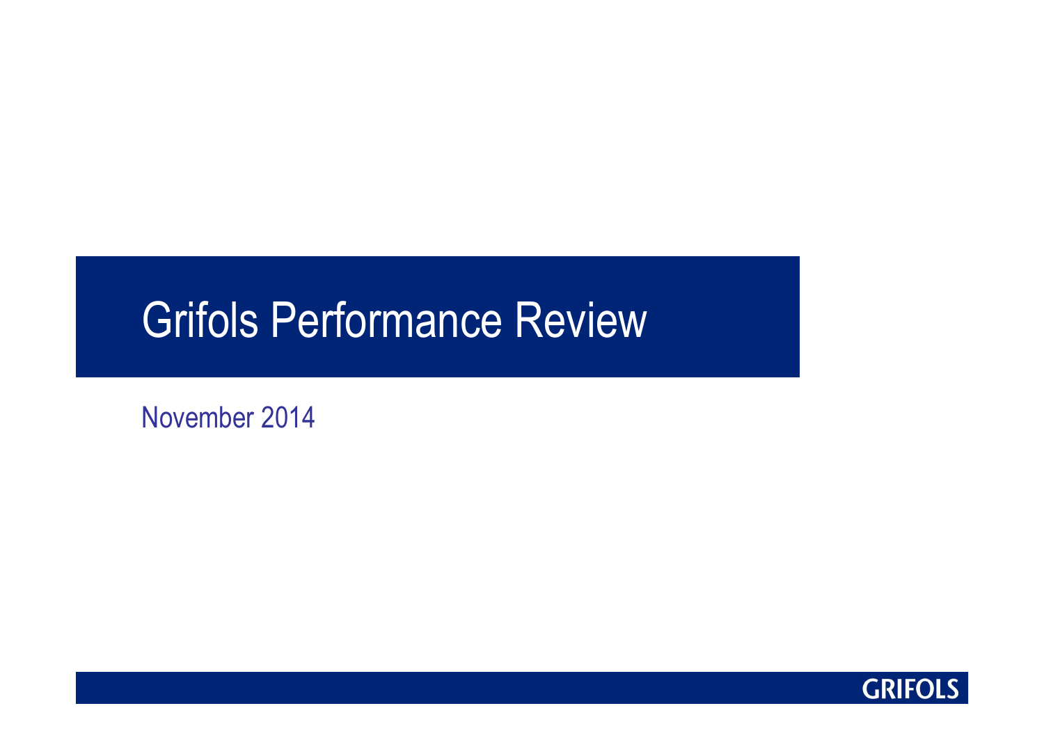# Grifols Performance Review

November 2014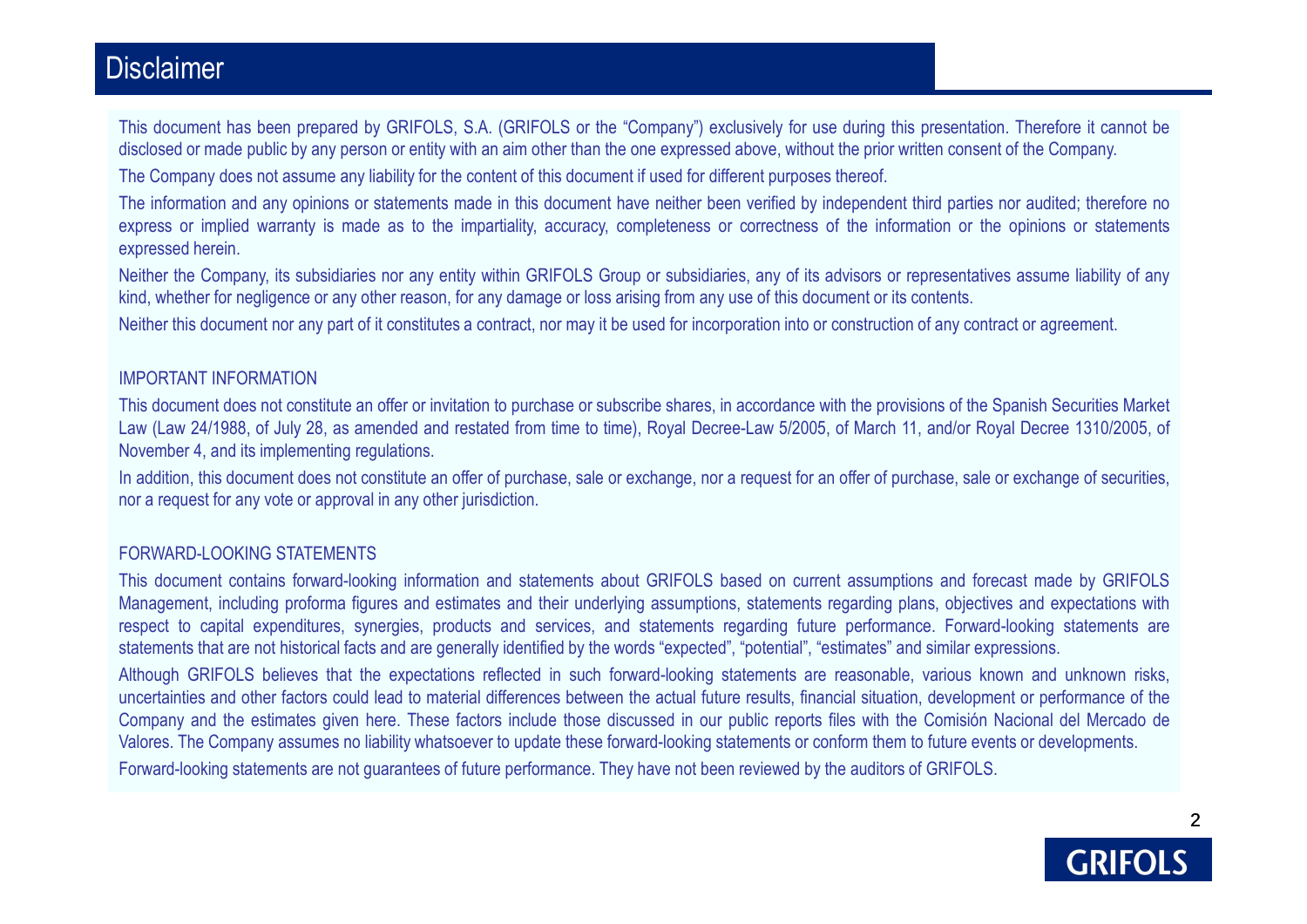# Disclaimer

This document has been prepared by GRIFOLS, S.A. (GRIFOLS or the "Company") exclusively for use during this presentation. Therefore it cannot be disclosed or made public by any person or entity with an aim other than the one expressed above, without the prior written consent of the Company.

The Company does not assume any liability for the content of this document if used for different purposes thereof.

The information and any opinions or statements made in this document have neither been verified by independent third parties nor audited; therefore no express or implied warranty is made as to the impartiality, accuracy, completeness or correctness of the information or the opinions or statements expressed herein.

Neither the Company, its subsidiaries nor any entity within GRIFOLS Group or subsidiaries, any of its advisors or representatives assume liability of any kind, whether for negligence or any other reason, for any damage or loss arising from any use of this document or its contents.

Neither this document nor any part of it constitutes a contract, nor may it be used for incorporation into or construction of any contract or agreement.

## IMPORTANT INFORMATION

This document does not constitute an offer or invitation to purchase or subscribe shares, in accordance with the provisions of the Spanish Securities Market Law (Law 24/1988, of July 28, as amended and restated from time to time), Royal Decree-Law 5/2005, of March 11, and/or Royal Decree 1310/2005, of November 4, and its implementing regulations.

In addition, this document does not constitute an offer of purchase, sale or exchange, nor a request for an offer of purchase, sale or exchange of securities, nor a request for any vote or approval in any other jurisdiction.

## FORWARD-LOOKING STATEMENTS

This document contains forward-looking information and statements about GRIFOLS based on current assumptions and forecast made by GRIFOLS Management, including proforma figures and estimates and their underlying assumptions, statements regarding plans, objectives and expectations with respect to capital expenditures, synergies, products and services, and statements regarding future performance. Forward-looking statements are statements that are not historical facts and are generally identified by the words "expected", "potential", "estimates" and similar expressions.

Although GRIFOLS believes that the expectations reflected in such forward-looking statements are reasonable, various known and unknown risks, uncertainties and other factors could lead to material differences between the actual future results, financial situation, development or performance of the Company and the estimates given here. These factors include those discussed in our public reports files with the Comisión Nacional del Mercado de Valores. The Company assumes no liability whatsoever to update these forward-looking statements or conform them to future events or developments.

Forward-looking statements are not guarantees of future performance. They have not been reviewed by the auditors of GRIFOLS.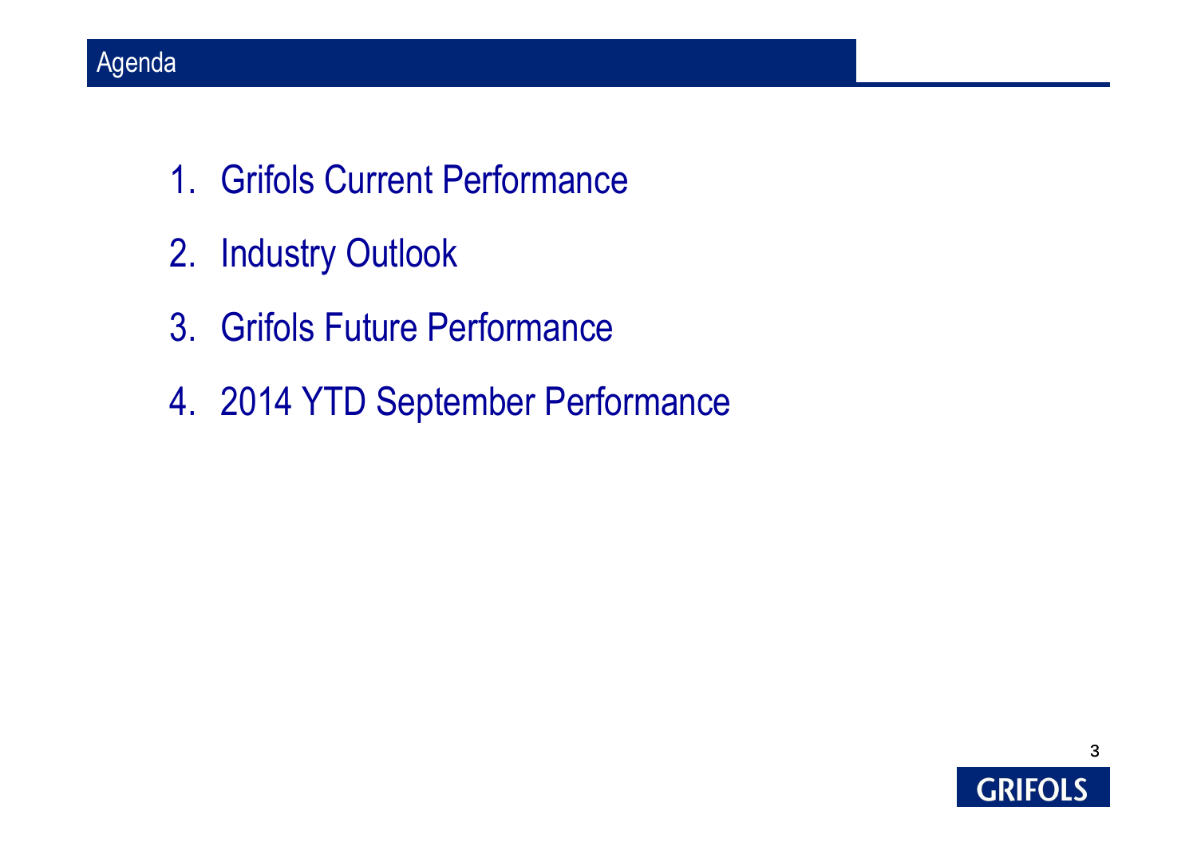# Agenda

1. Grifols Current Performance
2. Industry Outlook
3. Grifols Future Performance
4. 2014 YTD September Performance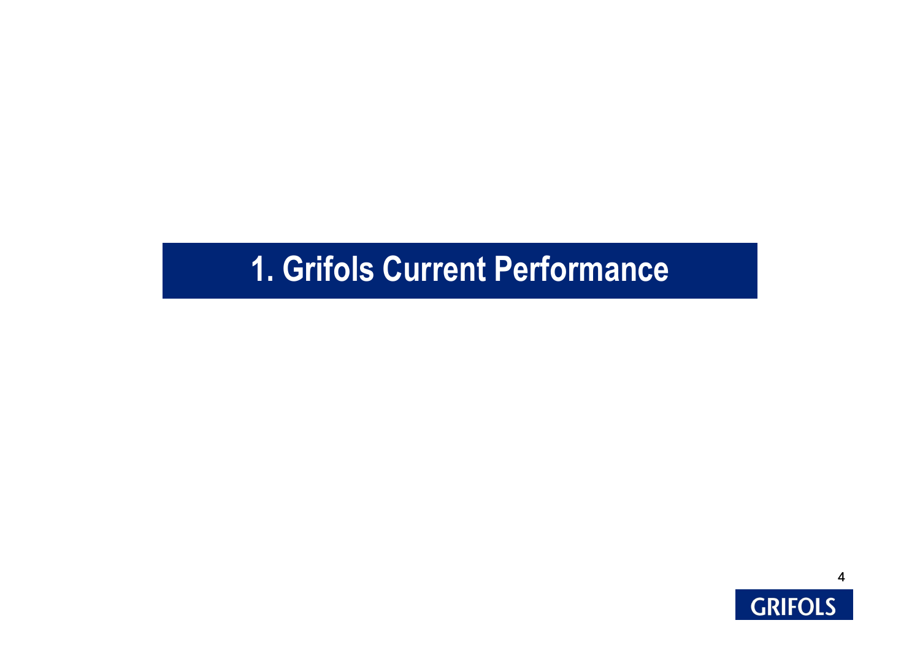# 1. Grifols Current Performance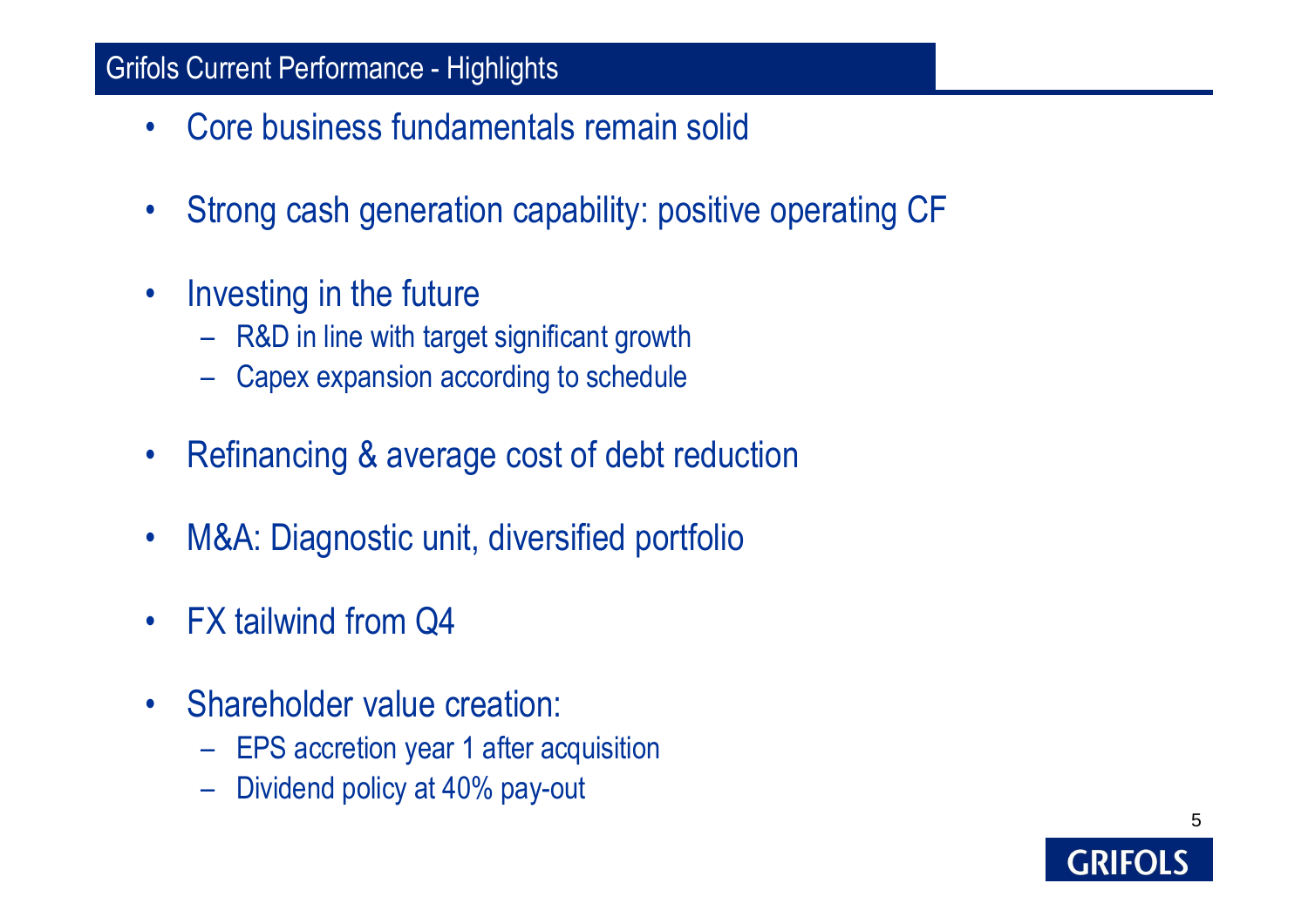## Grifols Current Performance - Highlights

- Core business fundamentals remain solid
- Strong cash generation capability: positive operating CF
- Investing in the future
  - R&D in line with target significant growth
  - Capex expansion according to schedule
- Refinancing & average cost of debt reduction
- M&A: Diagnostic unit, diversified portfolio
- FX tailwind from Q4
- Shareholder value creation:
  - EPS accretion year 1 after acquisition
  - Dividend policy at 40% pay-out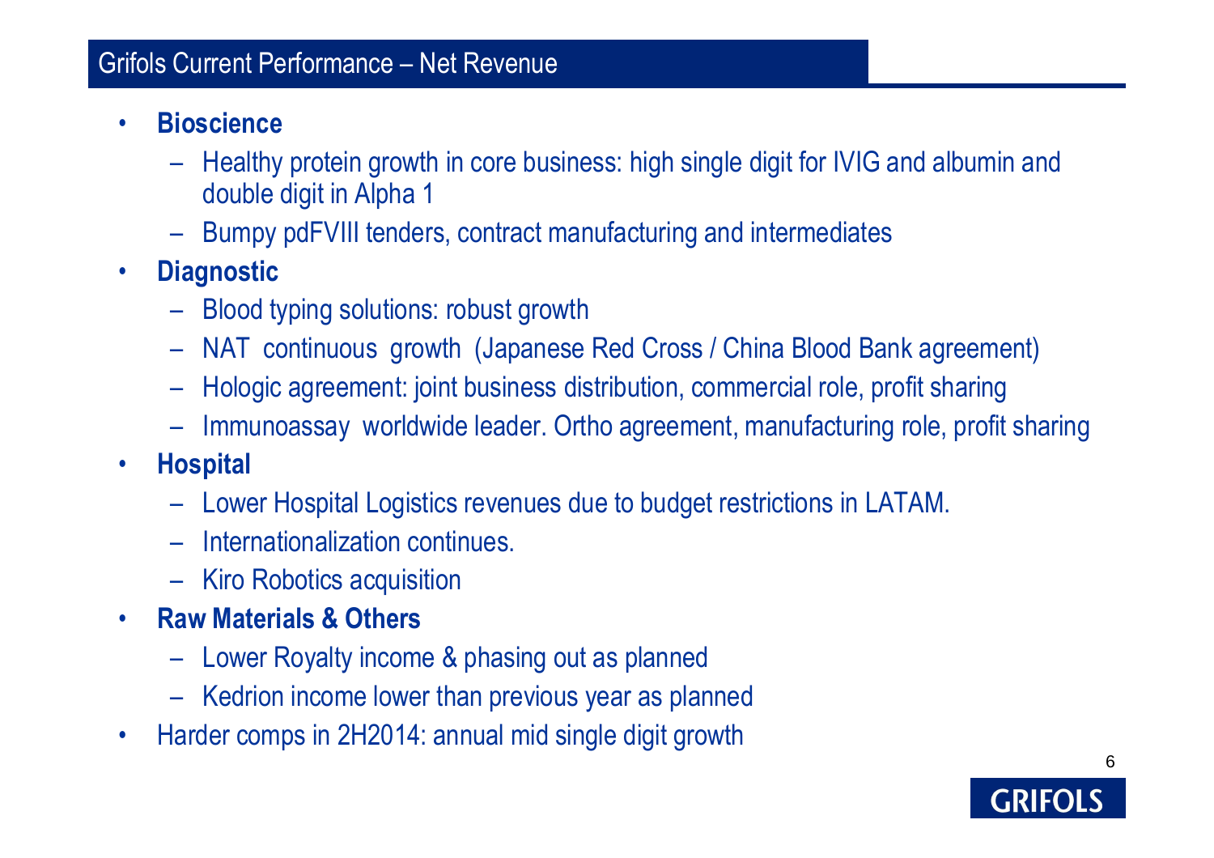# Grifols Current Performance – Net Revenue

- **Bioscience**
  - Healthy protein growth in core business: high single digit for IVIG and albumin and double digit in Alpha 1
  - Bumpy pdFVIII tenders, contract manufacturing and intermediates
- **Diagnostic**
  - Blood typing solutions: robust growth
  - NAT continuous growth (Japanese Red Cross / China Blood Bank agreement)
  - Hologic agreement: joint business distribution, commercial role, profit sharing
  - Immunoassay worldwide leader. Ortho agreement, manufacturing role, profit sharing
- **Hospital**
  - Lower Hospital Logistics revenues due to budget restrictions in LATAM.
  - Internationalization continues.
  - Kiro Robotics acquisition
- **Raw Materials & Others**
  - Lower Royalty income & phasing out as planned
  - Kedrion income lower than previous year as planned
- Harder comps in 2H2014: annual mid single digit growth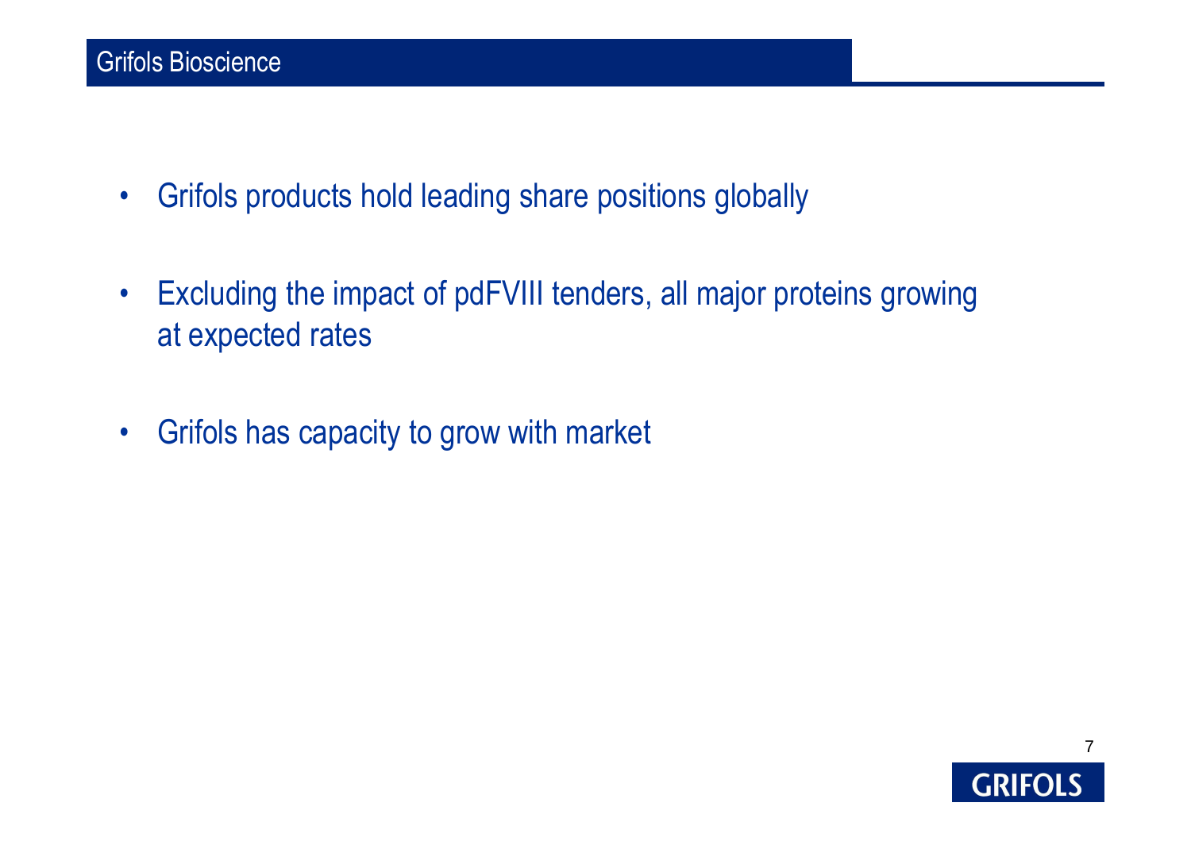## Grifols Bioscience

- Grifols products hold leading share positions globally
- Excluding the impact of pdFVIII tenders, all major proteins growing at expected rates
- Grifols has capacity to grow with market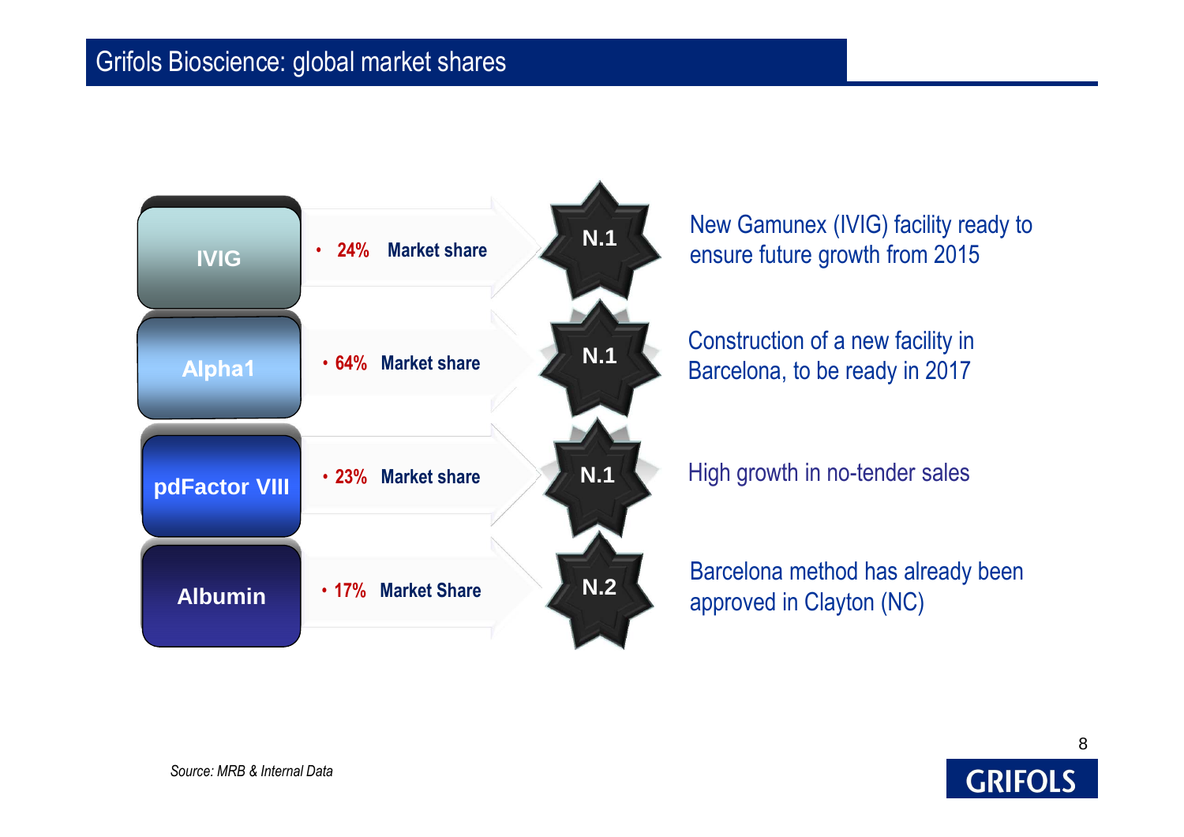# Grifols Bioscience: global market shares

| Product | Market share | Position | Comment |
|---|---|---|---|
| IVIG | 24% Market share | N.1 | New Gamunex (IVIG) facility ready to ensure future growth from 2015 |
| Alpha1 | 64% Market share | N.1 | Construction of a new facility in Barcelona, to be ready in 2017 |
| pdFactor VIII | 23% Market share | N.1 | High growth in no-tender sales |
| Albumin | 17% Market Share | N.2 | Barcelona method has already been approved in Clayton (NC) |

*Source: MRB & Internal Data*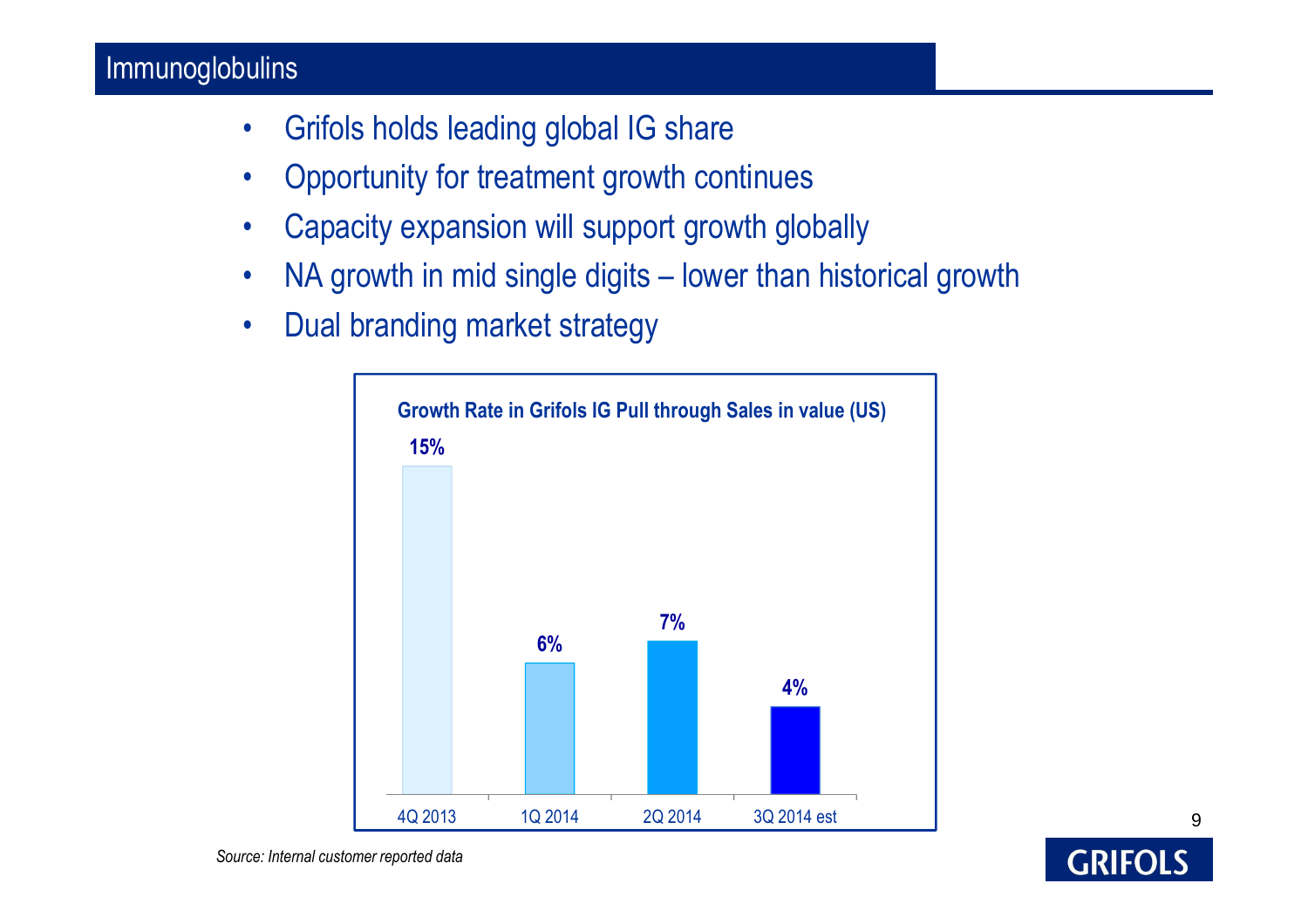## Immunoglobulins

- Grifols holds leading global IG share
- Opportunity for treatment growth continues
- Capacity expansion will support growth globally
- NA growth in mid single digits – lower than historical growth
- Dual branding market strategy

**Growth Rate in Grifols IG Pull through Sales in value (US)**

| 4Q 2013 | 1Q 2014 | 2Q 2014 | 3Q 2014 est |
|---|---|---|---|
| 15% | 6% | 7% | 4% |

*Source: Internal customer reported data*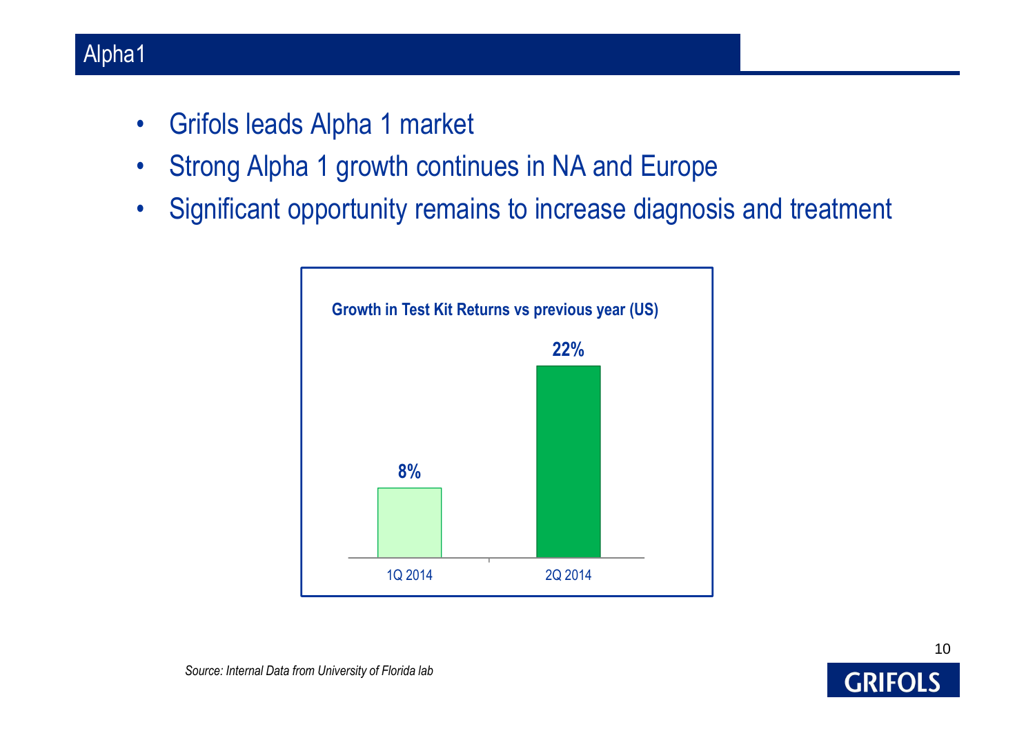## Alpha1

- Grifols leads Alpha 1 market
- Strong Alpha 1 growth continues in NA and Europe
- Significant opportunity remains to increase diagnosis and treatment

**Growth in Test Kit Returns vs previous year (US)**

| 1Q 2014 | 2Q 2014 |
|---|---|
| 8% | 22% |

*Source: Internal Data from University of Florida lab*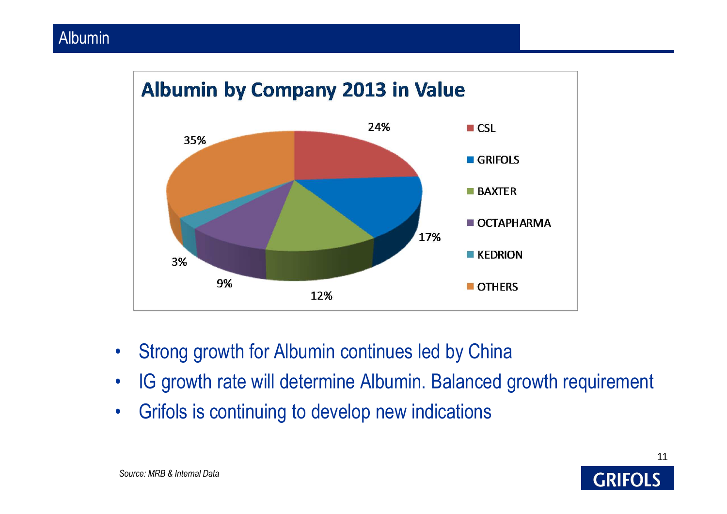# Albumin

## Albumin by Company 2013 in Value

| Company | Share |
|---|---|
| CSL | 24% |
| GRIFOLS | 17% |
| BAXTER | 12% |
| OCTAPHARMA | 9% |
| KEDRION | 3% |
| OTHERS | 35% |

- Strong growth for Albumin continues led by China
- IG growth rate will determine Albumin. Balanced growth requirement
- Grifols is continuing to develop new indications

*Source: MRB & Internal Data*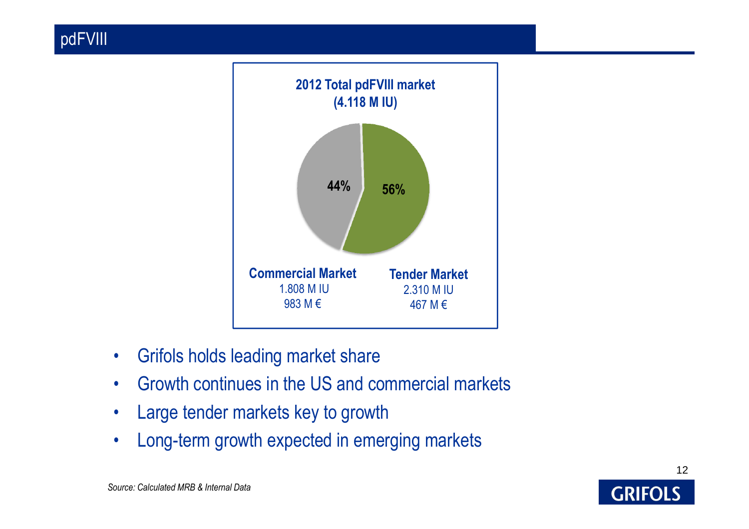# pdFVIII

**2012 Total pdFVIII market (4.118 M IU)**

44%

56%

**Commercial Market**
1.808 M IU
983 M €

**Tender Market**
2.310 M IU
467 M €

- Grifols holds leading market share
- Growth continues in the US and commercial markets
- Large tender markets key to growth
- Long-term growth expected in emerging markets

*Source: Calculated MRB & Internal Data*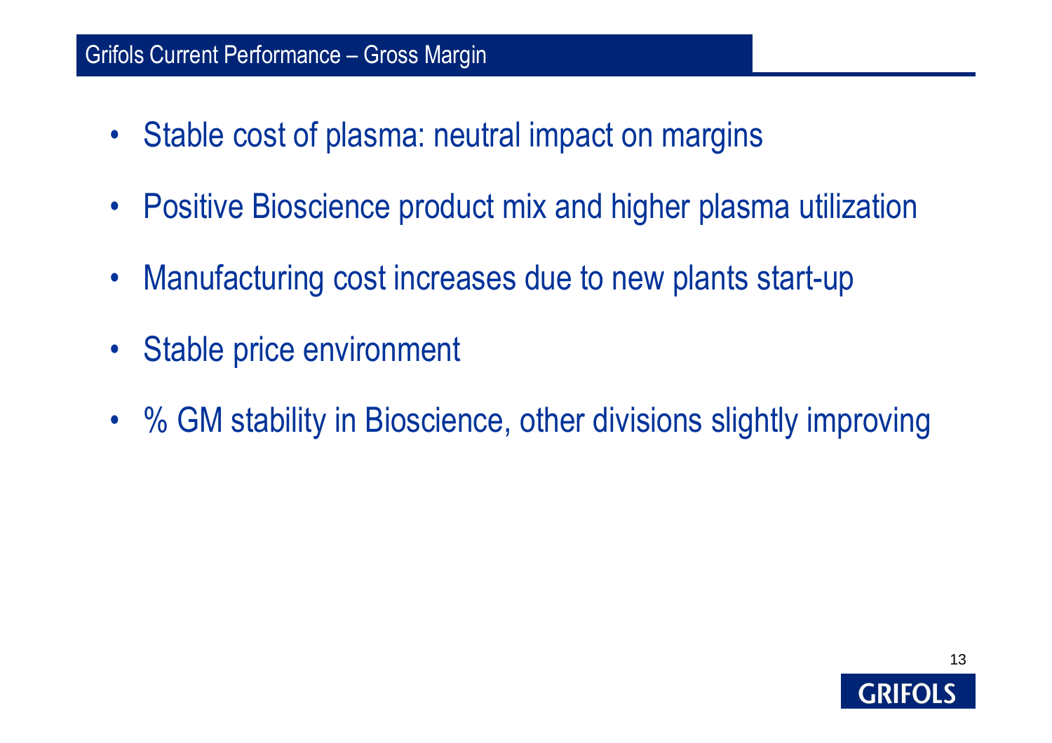## Grifols Current Performance – Gross Margin

- Stable cost of plasma: neutral impact on margins
- Positive Bioscience product mix and higher plasma utilization
- Manufacturing cost increases due to new plants start-up
- Stable price environment
- % GM stability in Bioscience, other divisions slightly improving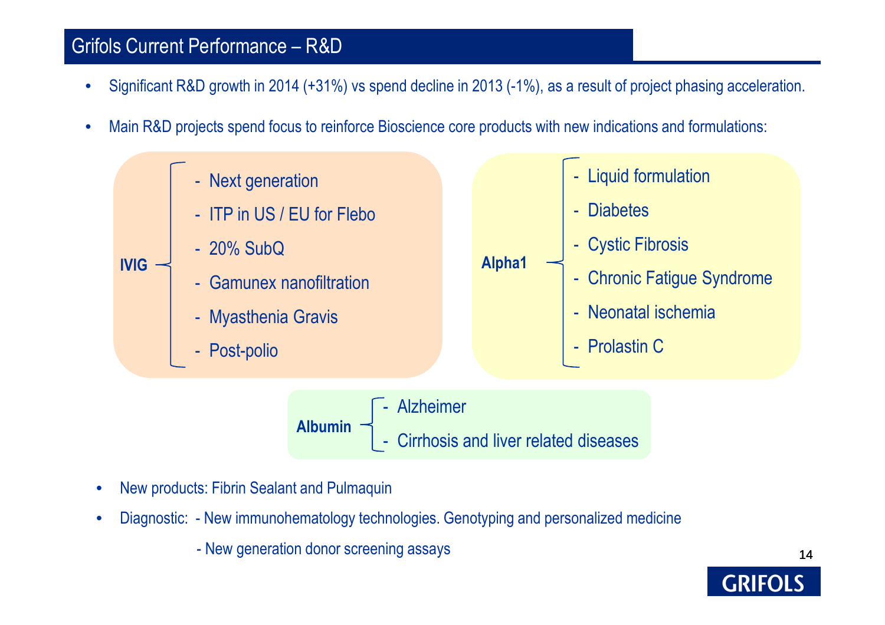# Grifols Current Performance – R&D

- Significant R&D growth in 2014 (+31%) vs spend decline in 2013 (-1%), as a result of project phasing acceleration.
- Main R&D projects spend focus to reinforce Bioscience core products with new indications and formulations:

**IVIG**
- Next generation
- ITP in US / EU for Flebo
- 20% SubQ
- Gamunex nanofiltration
- Myasthenia Gravis
- Post-polio

**Alpha1**
- Liquid formulation
- Diabetes
- Cystic Fibrosis
- Chronic Fatigue Syndrome
- Neonatal ischemia
- Prolastin C

**Albumin**
- Alzheimer
- Cirrhosis and liver related diseases

- New products: Fibrin Sealant and Pulmaquin
- Diagnostic: - New immunohematology technologies. Genotyping and personalized medicine
  - New generation donor screening assays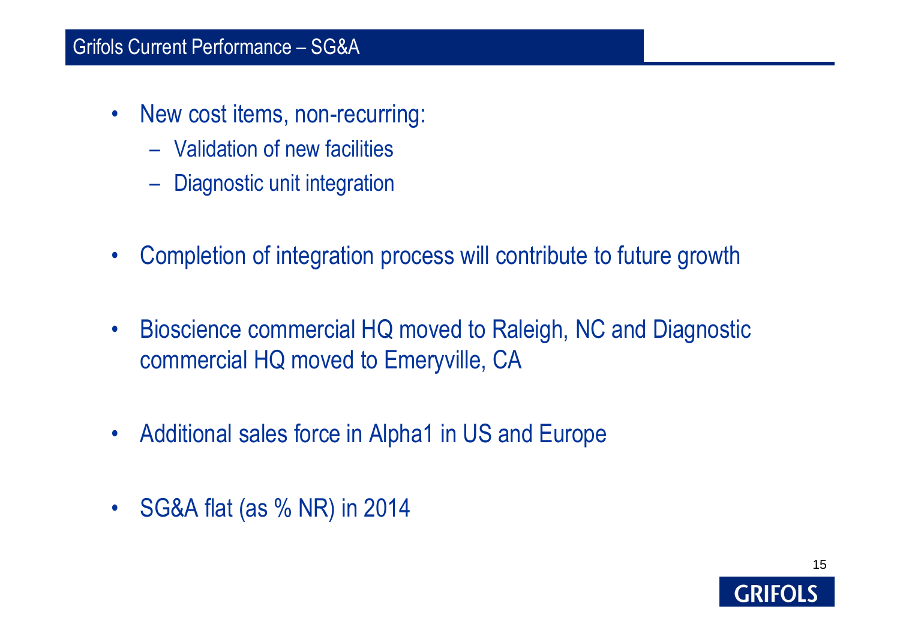## Grifols Current Performance – SG&A

- New cost items, non-recurring:
  - Validation of new facilities
  - Diagnostic unit integration
- Completion of integration process will contribute to future growth
- Bioscience commercial HQ moved to Raleigh, NC and Diagnostic commercial HQ moved to Emeryville, CA
- Additional sales force in Alpha1 in US and Europe
- SG&A flat (as % NR) in 2014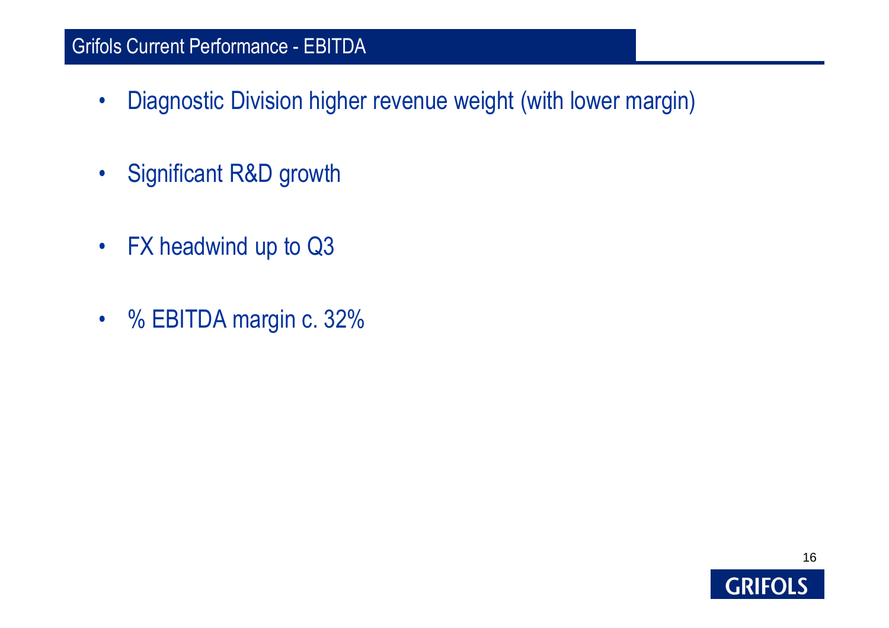# Grifols Current Performance - EBITDA

- Diagnostic Division higher revenue weight (with lower margin)
- Significant R&D growth
- FX headwind up to Q3
- % EBITDA margin c. 32%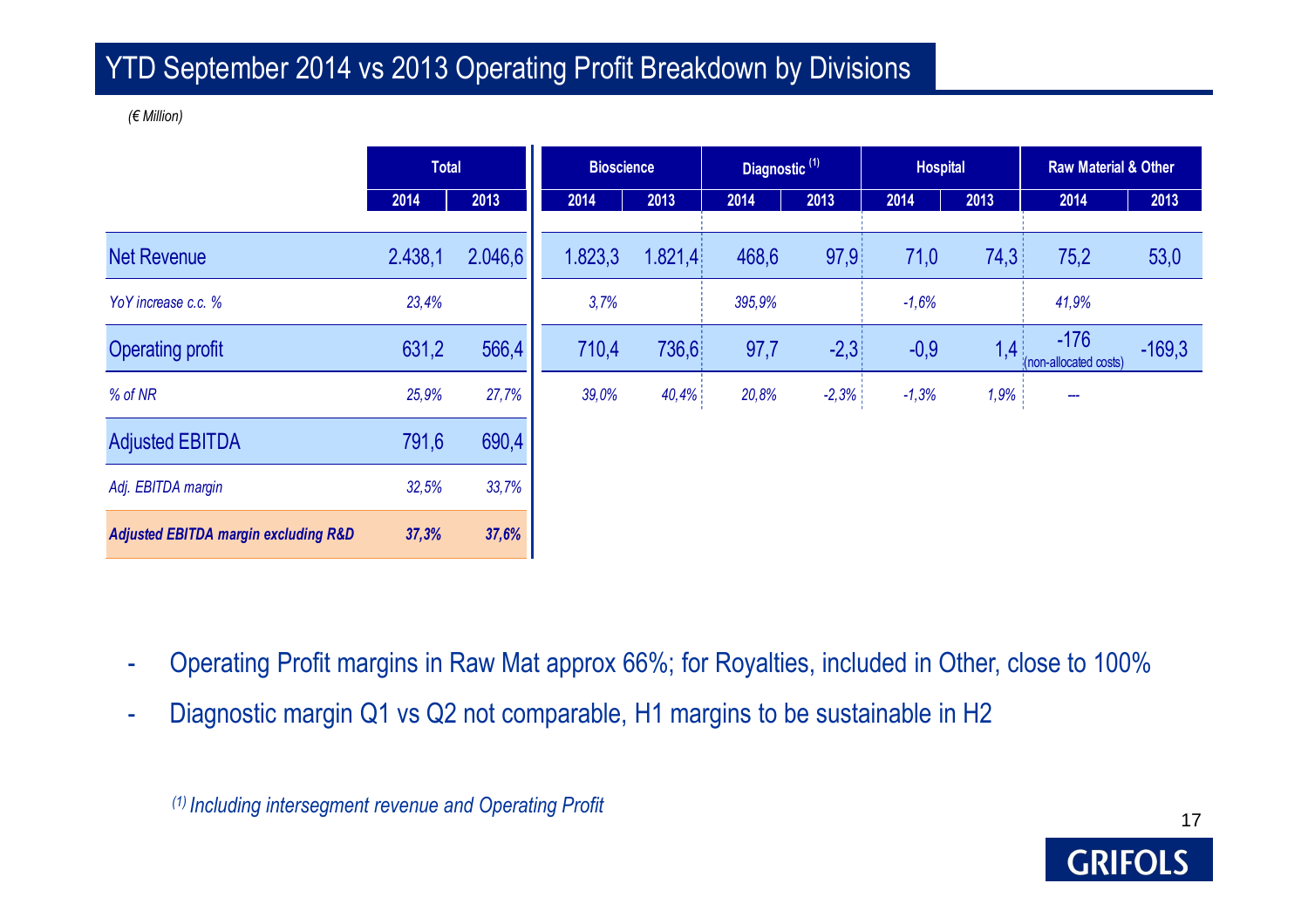# YTD September 2014 vs 2013 Operating Profit Breakdown by Divisions

*(€ Million)*

| | Total | | Bioscience | | Diagnostic [1] | | Hospital | | Raw Material & Other | |
|---|---|---|---|---|---|---|---|---|---|---|
| | 2014 | 2013 | 2014 | 2013 | 2014 | 2013 | 2014 | 2013 | 2014 | 2013 |
| Net Revenue | 2.438,1 | 2.046,6 | 1.823,3 | 1.821,4 | 468,6 | 97,9 | 71,0 | 74,3 | 75,2 | 53,0 |
| *YoY increase c.c. %* | *23,4%* | | *3,7%* | | *395,9%* | | *-1,6%* | | *41,9%* | |
| Operating profit | 631,2 | 566,4 | 710,4 | 736,6 | 97,7 | -2,3 | -0,9 | 1,4 | -176 (non-allocated costs) | -169,3 |
| *% of NR* | *25,9%* | *27,7%* | *39,0%* | *40,4%* | *20,8%* | *-2,3%* | *-1,3%* | *1,9%* | --- | |
| Adjusted EBITDA | 791,6 | 690,4 | | | | | | | | |
| *Adj. EBITDA margin* | *32,5%* | *33,7%* | | | | | | | | |
| ***Adjusted EBITDA margin excluding R&D*** | ***37,3%*** | ***37,6%*** | | | | | | | | |

- Operating Profit margins in Raw Mat approx 66%; for Royalties, included in Other, close to 100%
- Diagnostic margin Q1 vs Q2 not comparable, H1 margins to be sustainable in H2

*[1] Including intersegment revenue and Operating Profit*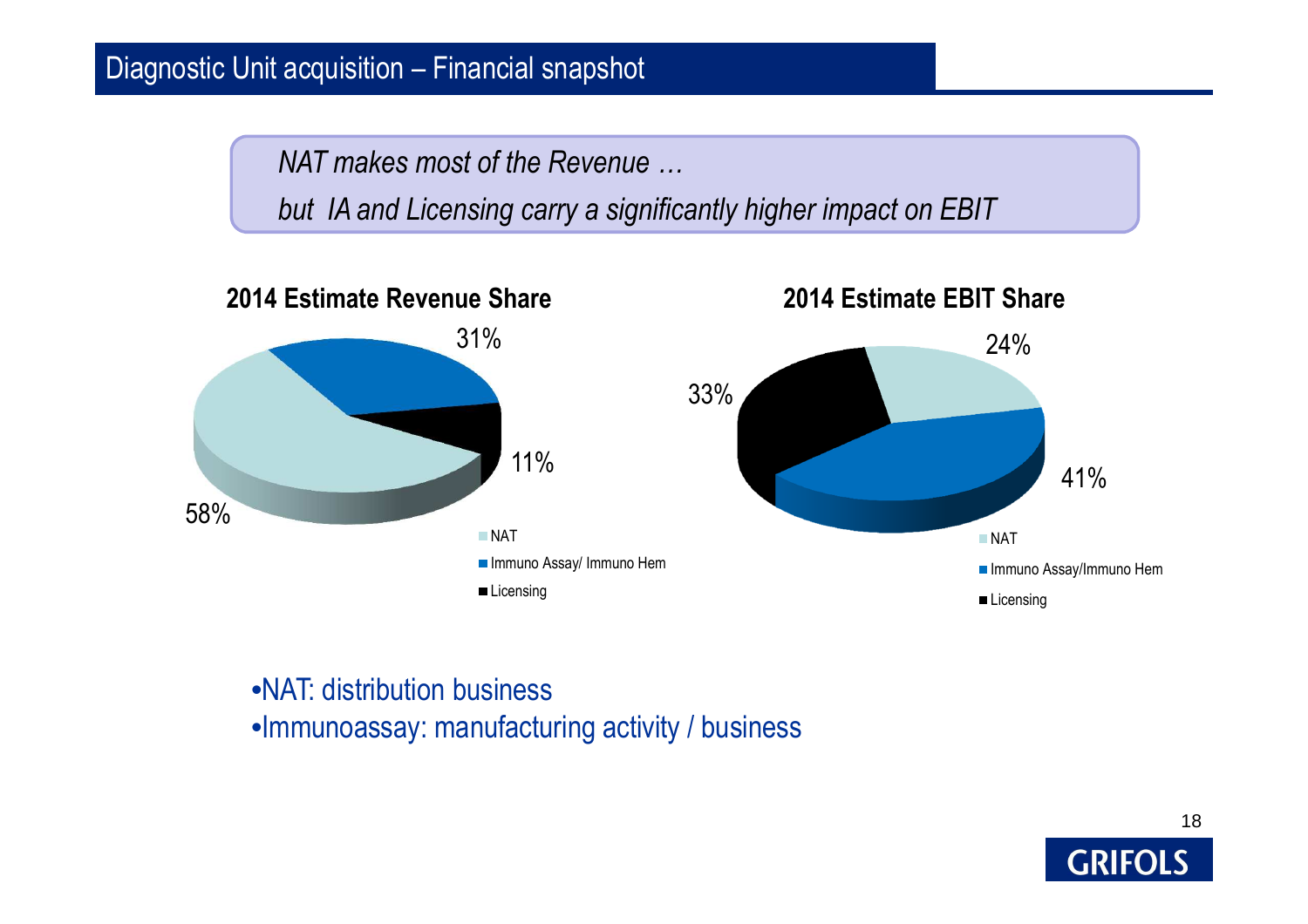## Diagnostic Unit acquisition – Financial snapshot

*NAT makes most of the Revenue …*

*but IA and Licensing carry a significantly higher impact on EBIT*

**2014 Estimate Revenue Share**

| Segment | Share |
|---|---|
| NAT | 58% |
| Immuno Assay/ Immuno Hem | 31% |
| Licensing | 11% |

**2014 Estimate EBIT Share**

| Segment | Share |
|---|---|
| NAT | 24% |
| Immuno Assay/Immuno Hem | 41% |
| Licensing | 33% |

- NAT: distribution business
- Immunoassay: manufacturing activity / business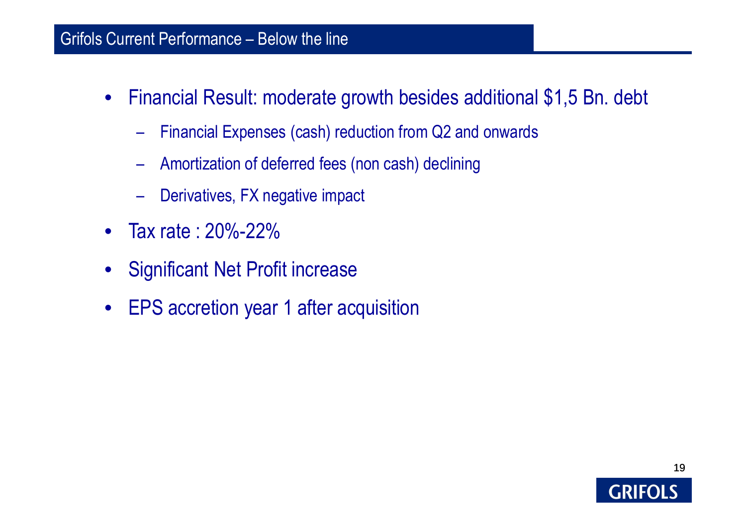## Grifols Current Performance – Below the line

- Financial Result: moderate growth besides additional $1,5 Bn. debt
  - Financial Expenses (cash) reduction from Q2 and onwards
  - Amortization of deferred fees (non cash) declining
  - Derivatives, FX negative impact
- Tax rate : 20%-22%
- Significant Net Profit increase
- EPS accretion year 1 after acquisition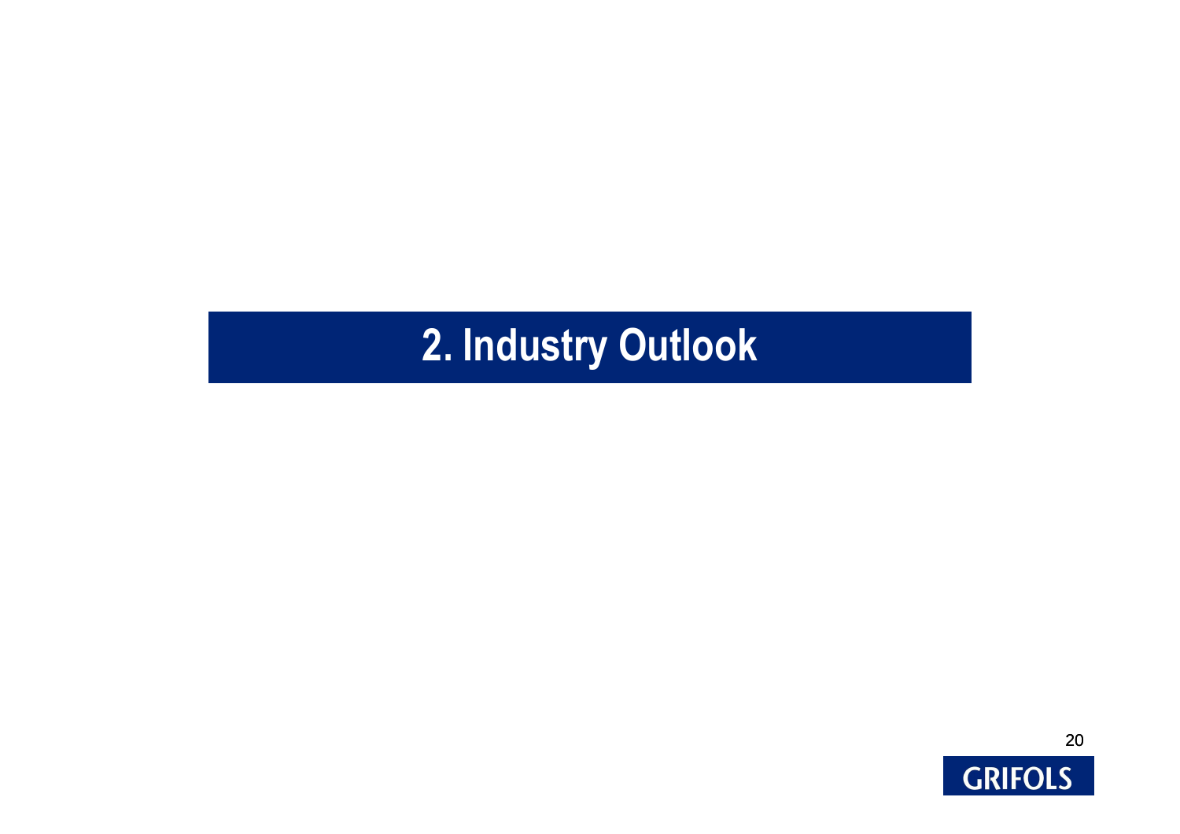# 2. Industry Outlook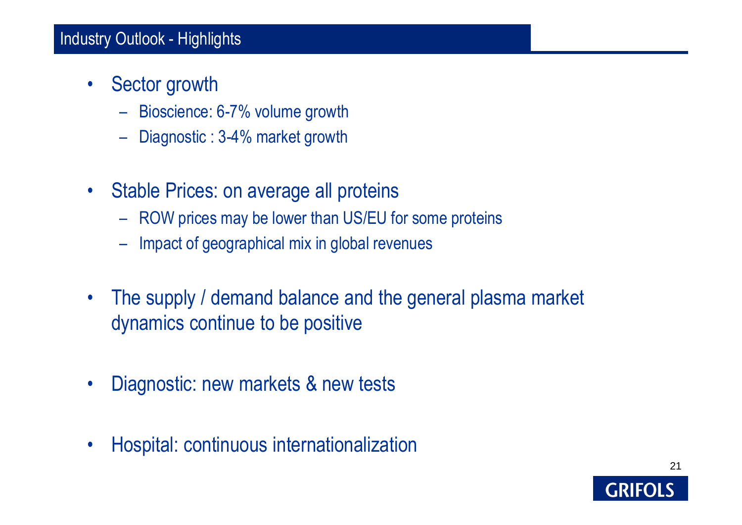# Industry Outlook - Highlights

- Sector growth
  - Bioscience: 6-7% volume growth
  - Diagnostic : 3-4% market growth
- Stable Prices: on average all proteins
  - ROW prices may be lower than US/EU for some proteins
  - Impact of geographical mix in global revenues
- The supply / demand balance and the general plasma market dynamics continue to be positive
- Diagnostic: new markets & new tests
- Hospital: continuous internationalization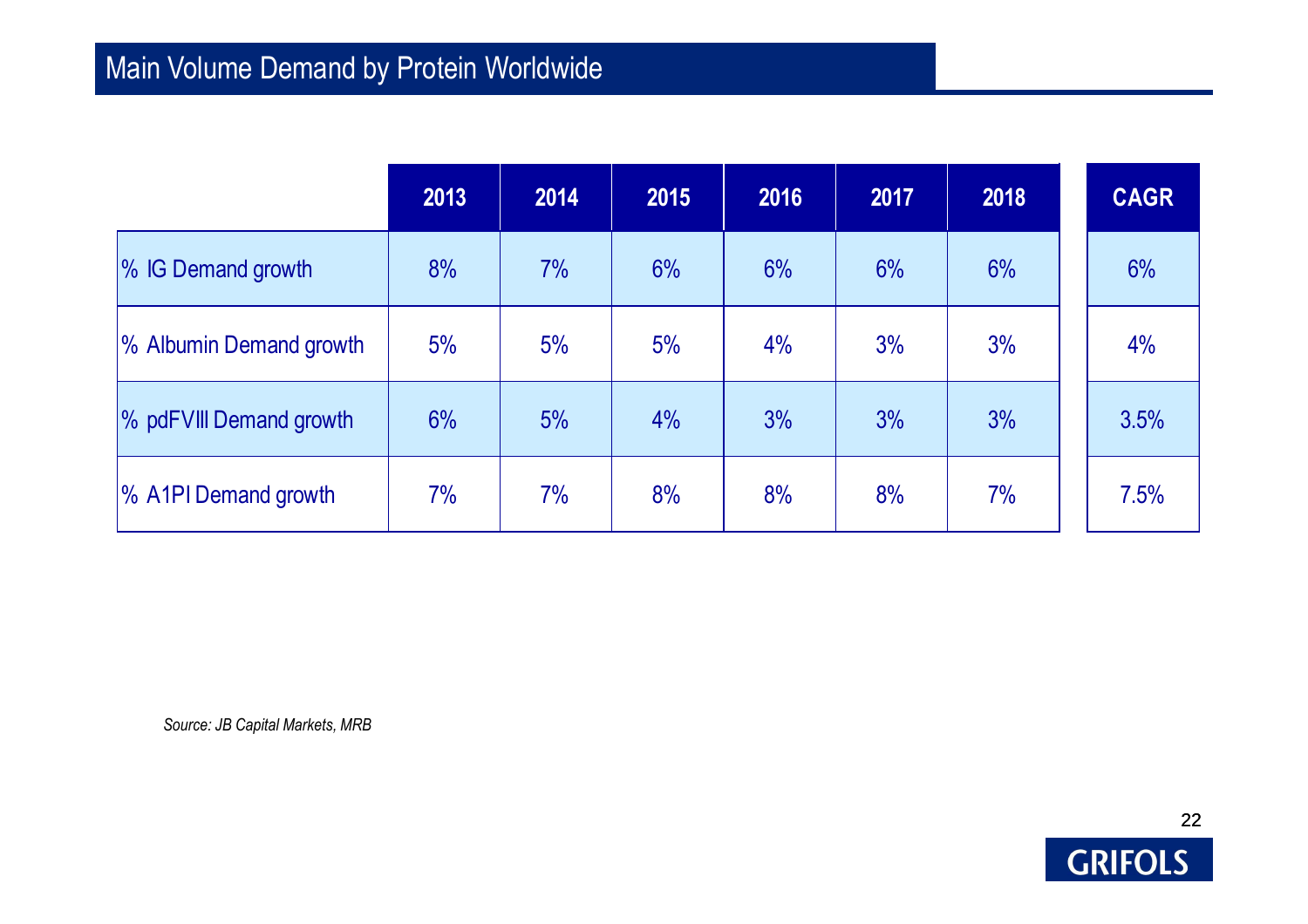# Main Volume Demand by Protein Worldwide

| | 2013 | 2014 | 2015 | 2016 | 2017 | 2018 | CAGR |
|---|---|---|---|---|---|---|---|
| % IG Demand growth | 8% | 7% | 6% | 6% | 6% | 6% | 6% |
| % Albumin Demand growth | 5% | 5% | 5% | 4% | 3% | 3% | 4% |
| % pdFVIII Demand growth | 6% | 5% | 4% | 3% | 3% | 3% | 3.5% |
| % A1PI Demand growth | 7% | 7% | 8% | 8% | 8% | 7% | 7.5% |

*Source: JB Capital Markets, MRB*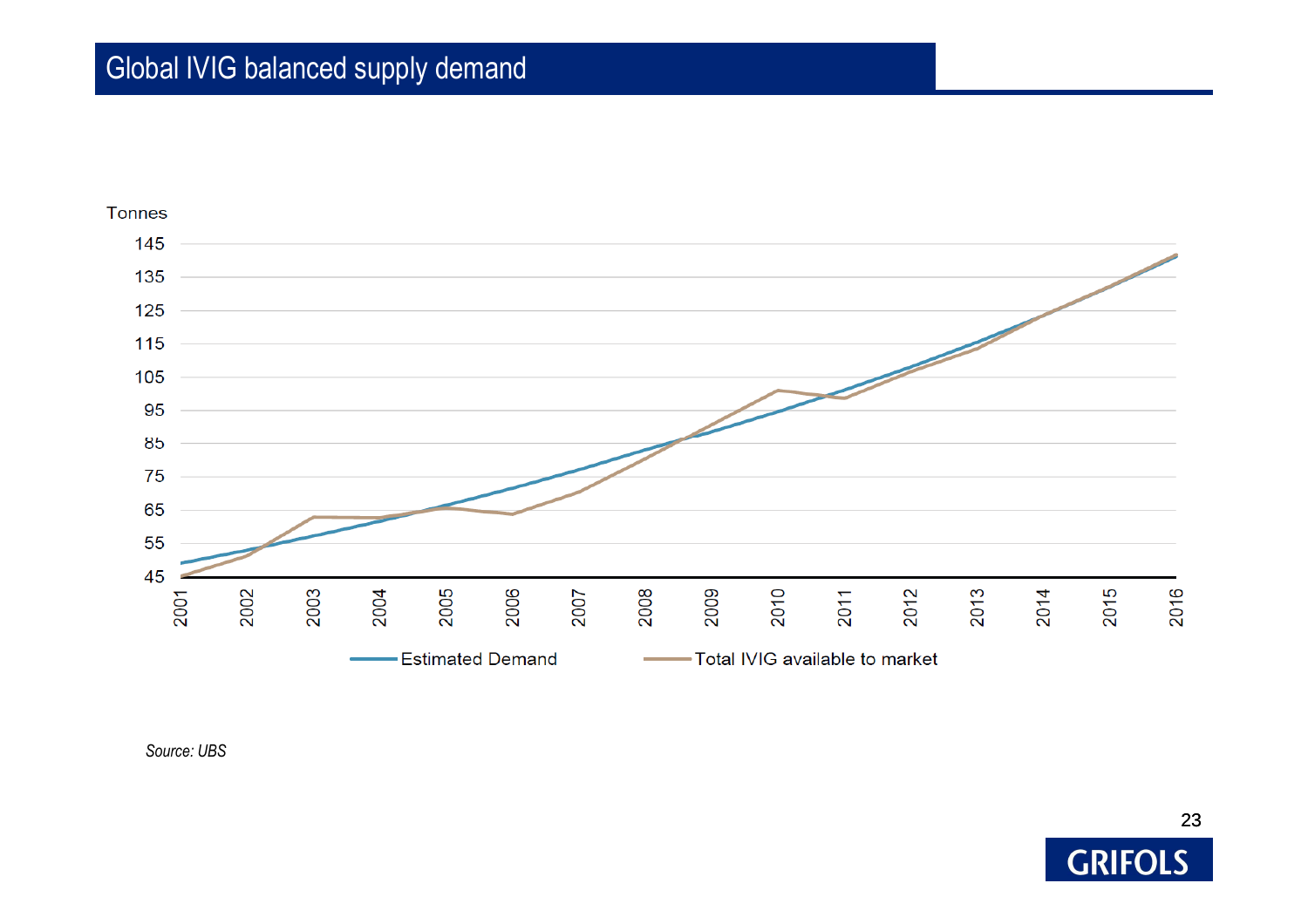# Global IVIG balanced supply demand

Tonnes

145
135
125
115
105
95
85
75
65
55
45

2001 2002 2003 2004 2005 2006 2007 2008 2009 2010 2011 2012 2013 2014 2015 2016

Estimated Demand — Total IVIG available to market

*Source: UBS*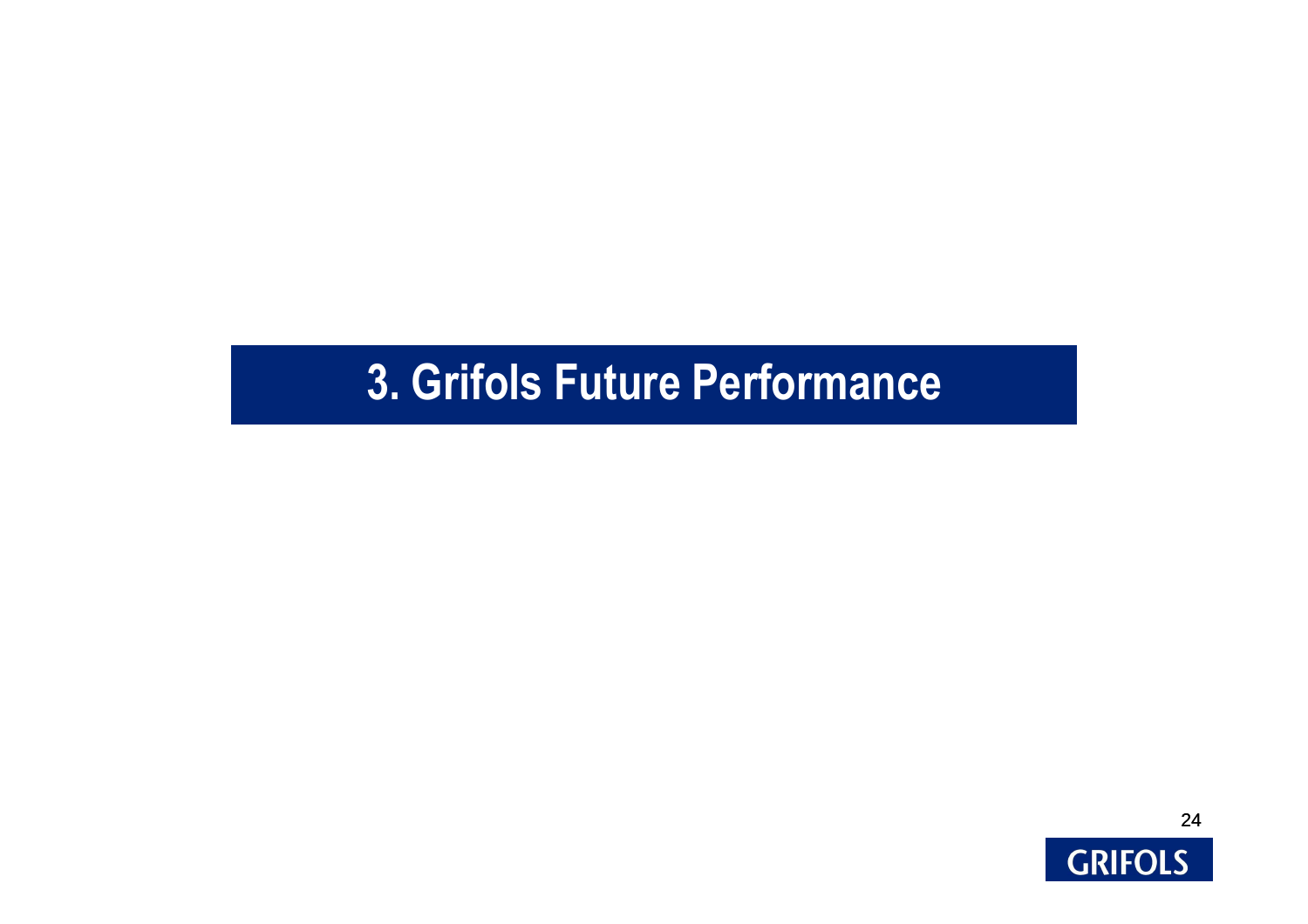# 3. Grifols Future Performance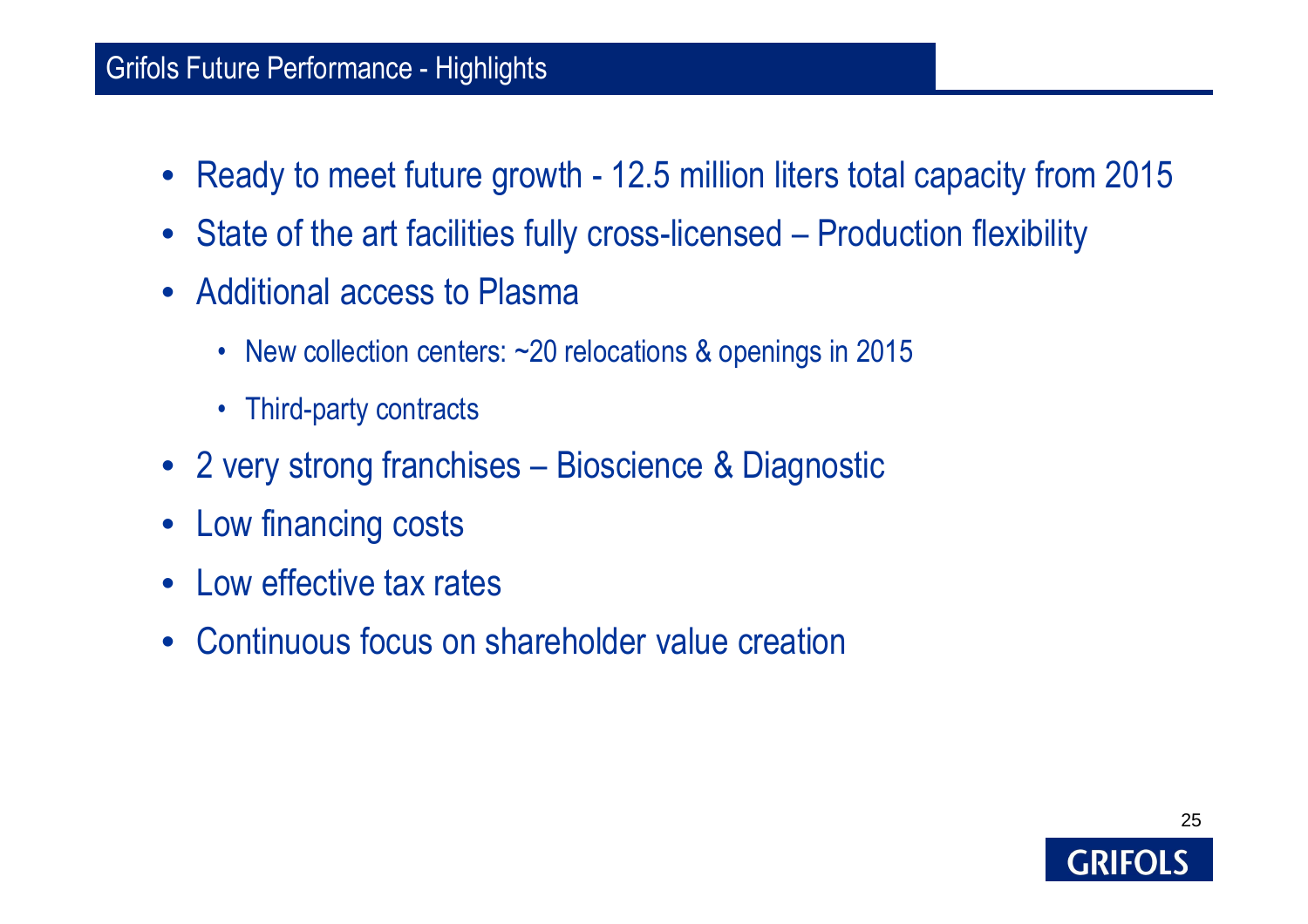## Grifols Future Performance - Highlights

- Ready to meet future growth - 12.5 million liters total capacity from 2015
- State of the art facilities fully cross-licensed – Production flexibility
- Additional access to Plasma
  - New collection centers: ~20 relocations & openings in 2015
  - Third-party contracts
- 2 very strong franchises – Bioscience & Diagnostic
- Low financing costs
- Low effective tax rates
- Continuous focus on shareholder value creation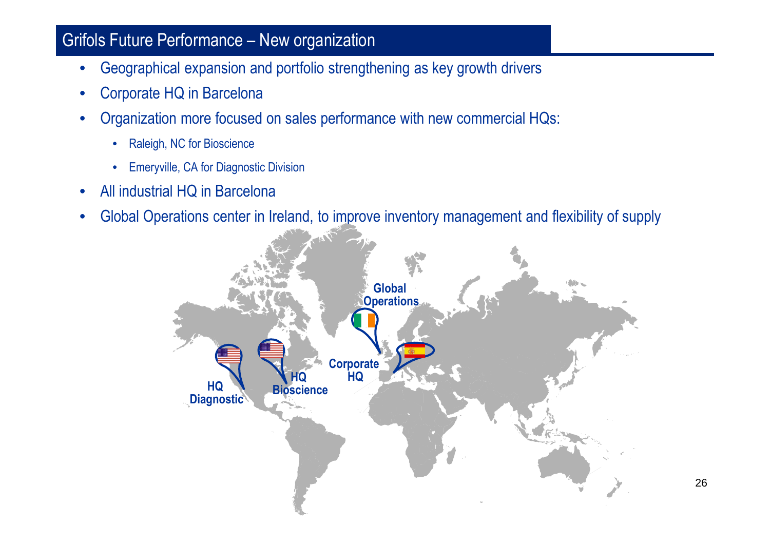# Grifols Future Performance – New organization

- Geographical expansion and portfolio strengthening as key growth drivers
- Corporate HQ in Barcelona
- Organization more focused on sales performance with new commercial HQs:
  - Raleigh, NC for Bioscience
  - Emeryville, CA for Diagnostic Division
- All industrial HQ in Barcelona
- Global Operations center in Ireland, to improve inventory management and flexibility of supply

HQ Diagnostic

HQ Bioscience

Global Operations

Corporate HQ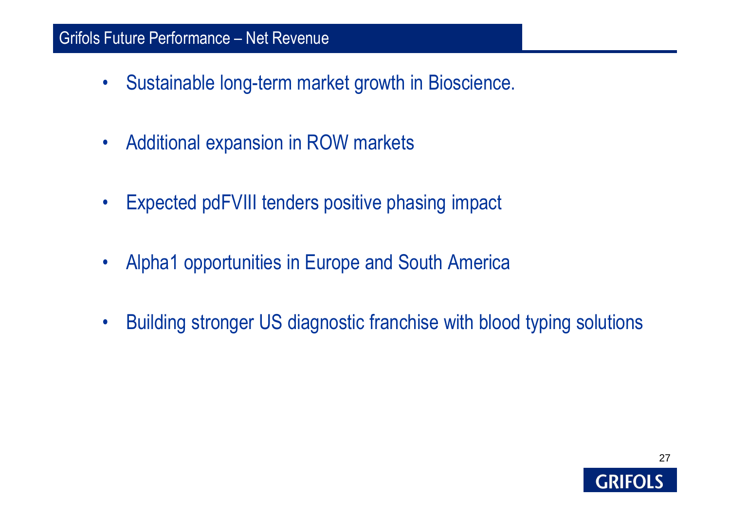## Grifols Future Performance – Net Revenue

- Sustainable long-term market growth in Bioscience.
- Additional expansion in ROW markets
- Expected pdFVIII tenders positive phasing impact
- Alpha1 opportunities in Europe and South America
- Building stronger US diagnostic franchise with blood typing solutions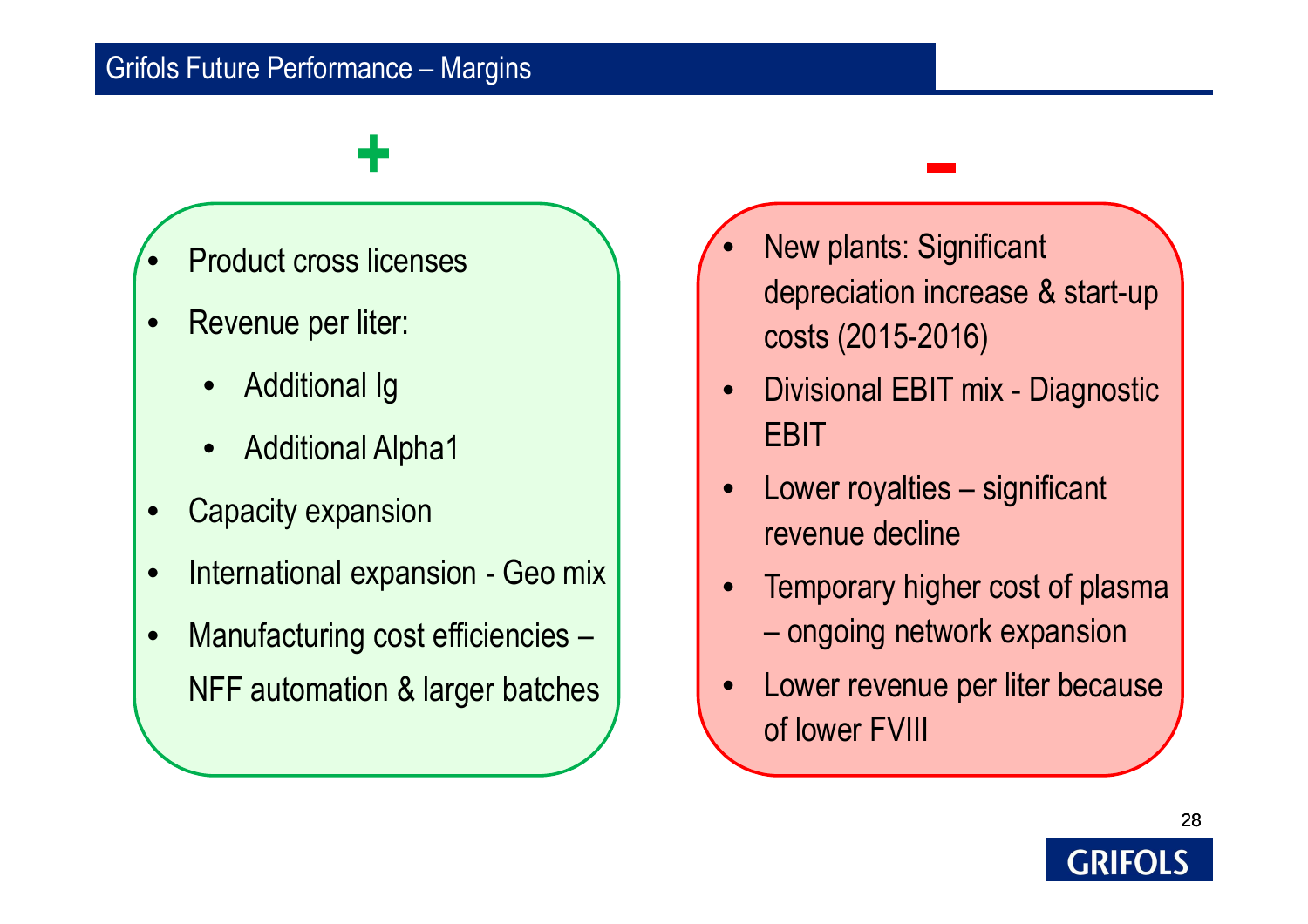# Grifols Future Performance – Margins

**+**

- Product cross licenses
- Revenue per liter:
  - Additional Ig
  - Additional Alpha1
- Capacity expansion
- International expansion - Geo mix
- Manufacturing cost efficiencies – NFF automation & larger batches

**-**

- New plants: Significant depreciation increase & start-up costs (2015-2016)
- Divisional EBIT mix - Diagnostic EBIT
- Lower royalties – significant revenue decline
- Temporary higher cost of plasma – ongoing network expansion
- Lower revenue per liter because of lower FVIII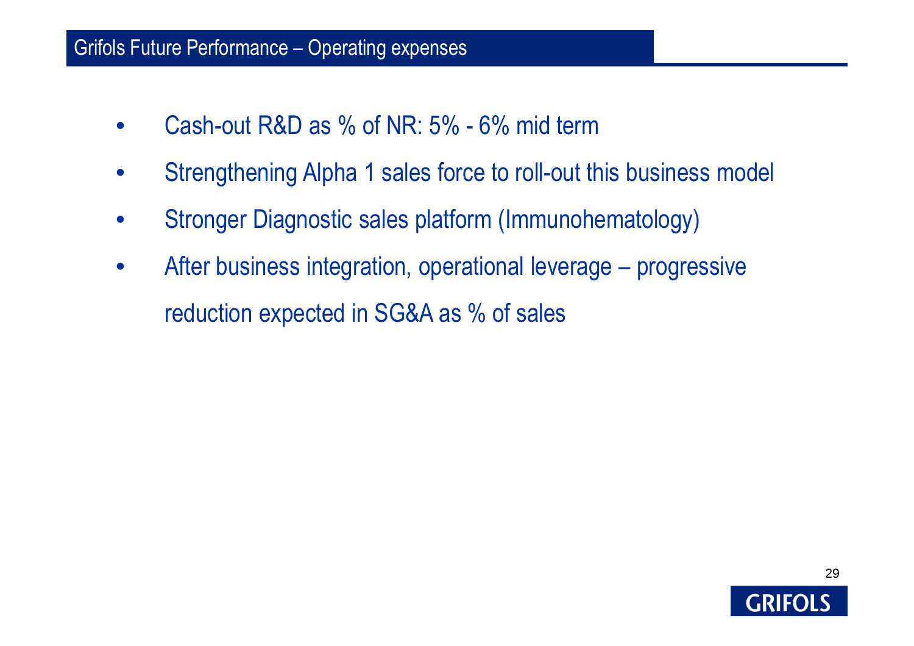## Grifols Future Performance – Operating expenses

- Cash-out R&D as % of NR: 5% - 6% mid term
- Strengthening Alpha 1 sales force to roll-out this business model
- Stronger Diagnostic sales platform (Immunohematology)
- After business integration, operational leverage – progressive reduction expected in SG&A as % of sales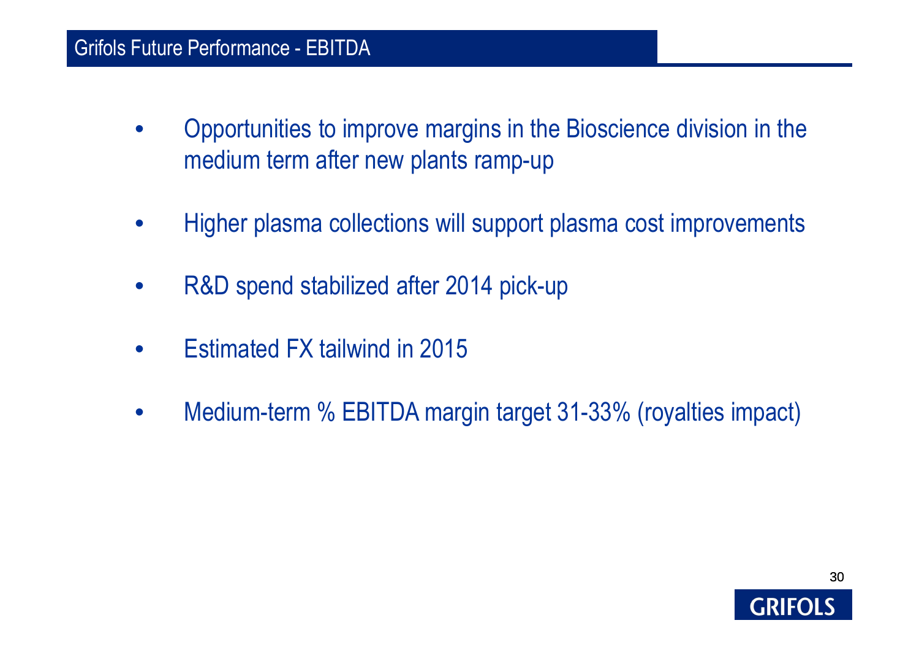## Grifols Future Performance - EBITDA

- Opportunities to improve margins in the Bioscience division in the medium term after new plants ramp-up
- Higher plasma collections will support plasma cost improvements
- R&D spend stabilized after 2014 pick-up
- Estimated FX tailwind in 2015
- Medium-term % EBITDA margin target 31-33% (royalties impact)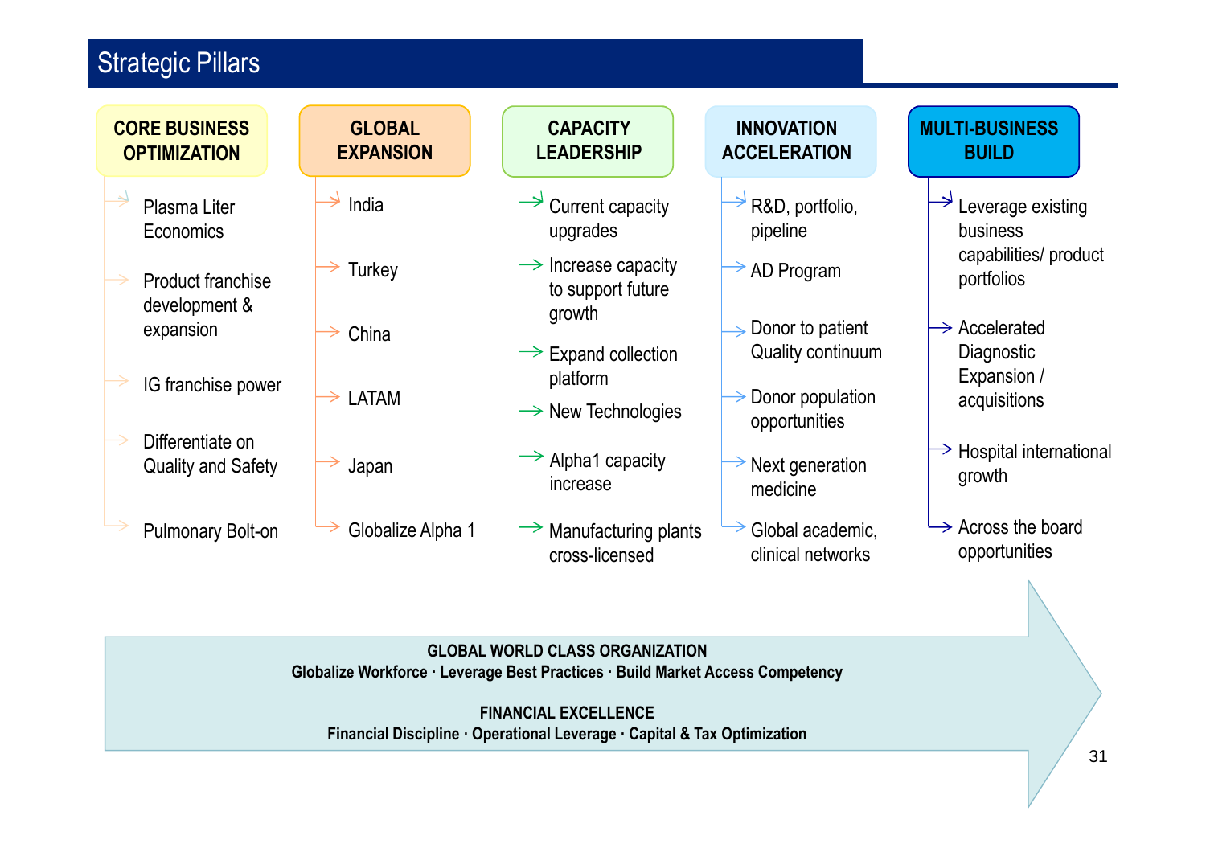# Strategic Pillars

## CORE BUSINESS OPTIMIZATION

- Plasma Liter Economics
- Product franchise development & expansion
- IG franchise power
- Differentiate on Quality and Safety
- Pulmonary Bolt-on

## GLOBAL EXPANSION

- India
- Turkey
- China
- LATAM
- Japan
- Globalize Alpha 1

## CAPACITY LEADERSHIP

- Current capacity upgrades
- Increase capacity to support future growth
- Expand collection platform
- New Technologies
- Alpha1 capacity increase
- Manufacturing plants cross-licensed

## INNOVATION ACCELERATION

- R&D, portfolio, pipeline
- AD Program
- Donor to patient Quality continuum
- Donor population opportunities
- Next generation medicine
- Global academic, clinical networks

## MULTI-BUSINESS BUILD

- Leverage existing business capabilities/ product portfolios
- Accelerated Diagnostic Expansion / acquisitions
- Hospital international growth
- Across the board opportunities

**GLOBAL WORLD CLASS ORGANIZATION**
**Globalize Workforce · Leverage Best Practices · Build Market Access Competency**

**FINANCIAL EXCELLENCE**
**Financial Discipline · Operational Leverage · Capital & Tax Optimization**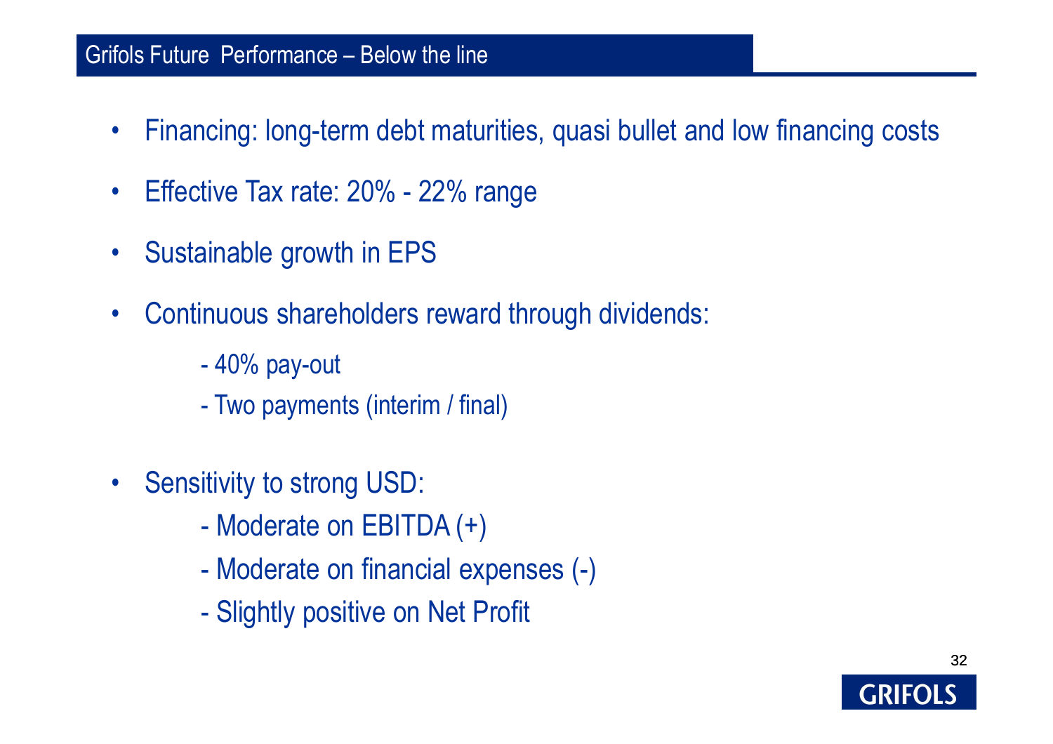## Grifols Future Performance – Below the line

- Financing: long-term debt maturities, quasi bullet and low financing costs
- Effective Tax rate: 20% - 22% range
- Sustainable growth in EPS
- Continuous shareholders reward through dividends:
  - 40% pay-out
  - Two payments (interim / final)
- Sensitivity to strong USD:
  - Moderate on EBITDA (+)
  - Moderate on financial expenses (-)
  - Slightly positive on Net Profit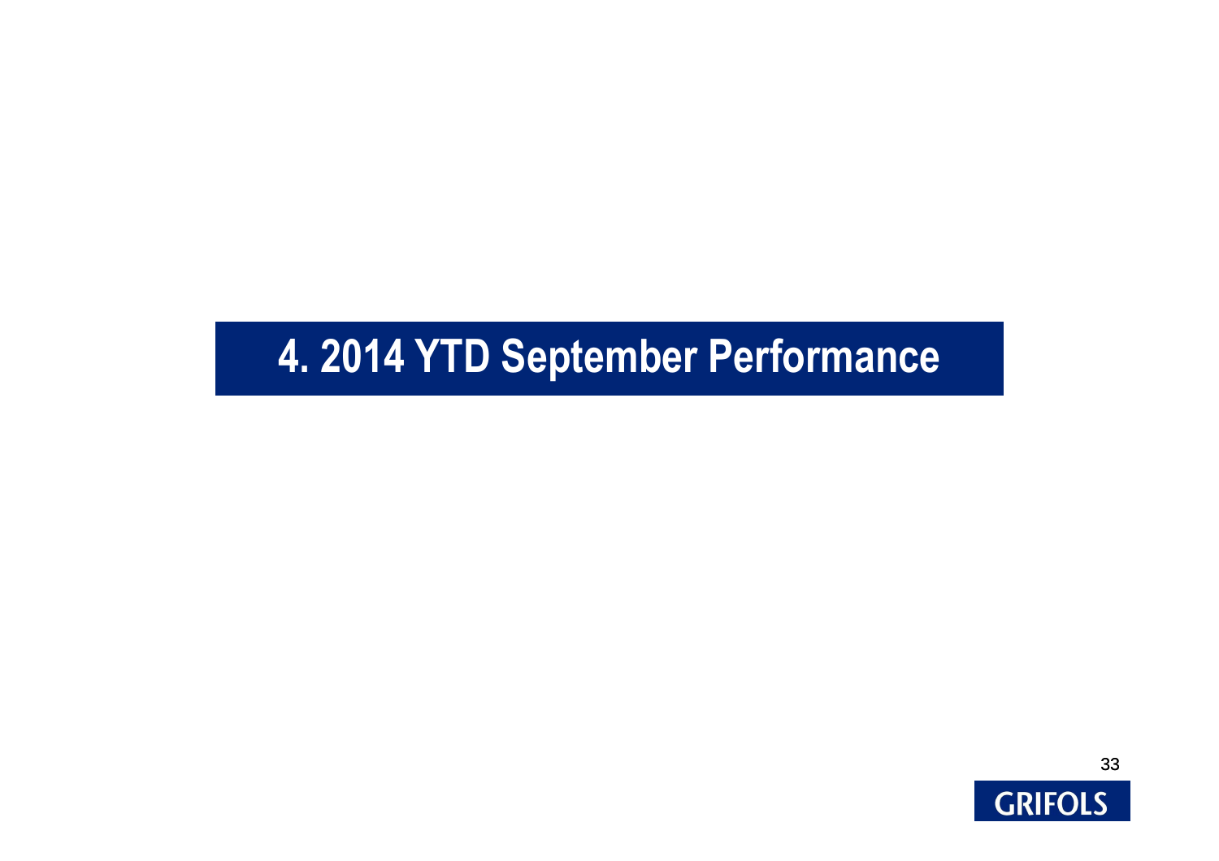# 4. 2014 YTD September Performance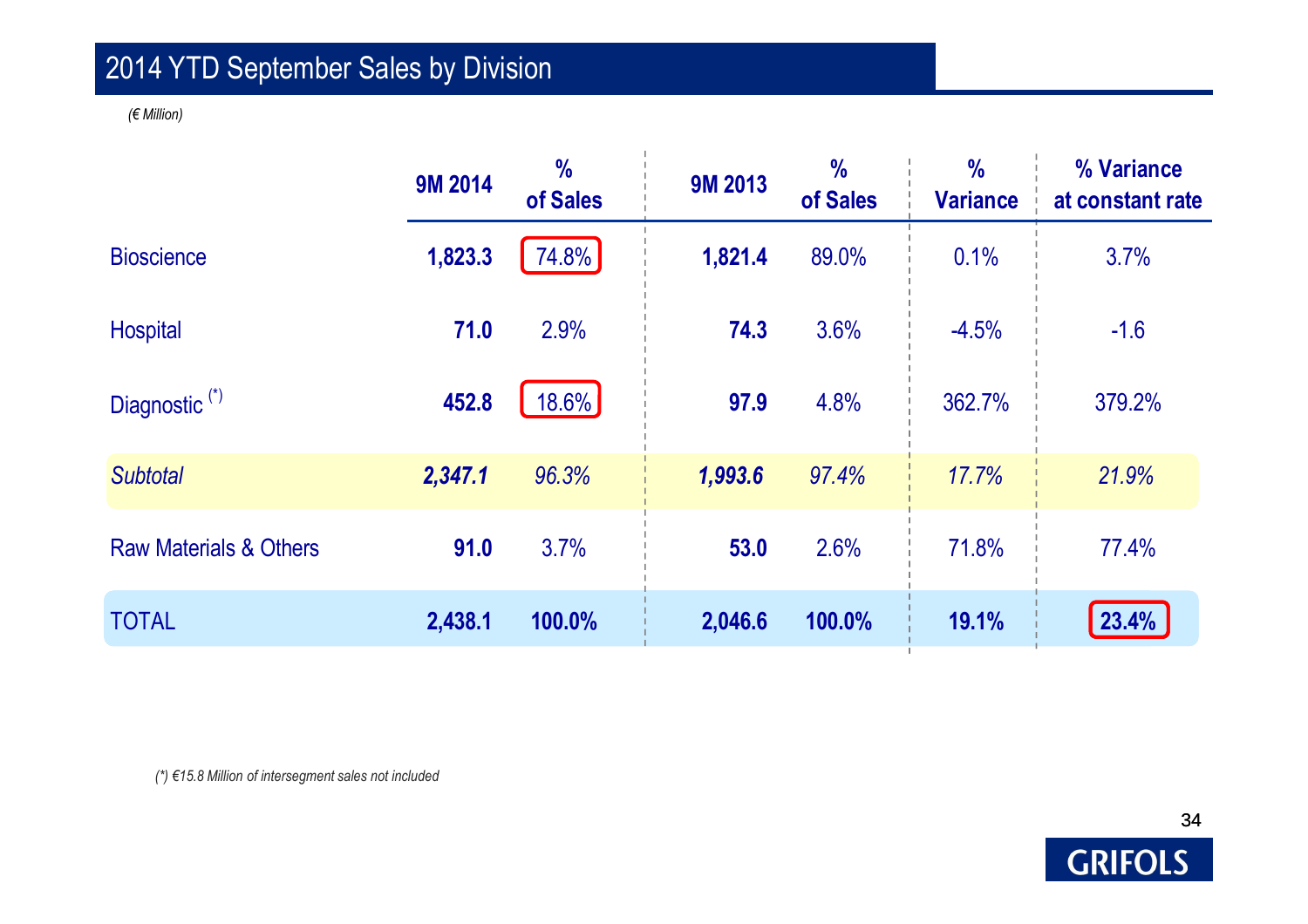# 2014 YTD September Sales by Division

*(€ Million)*

| | 9M 2014 | % of Sales | 9M 2013 | % of Sales | % Variance | % Variance at constant rate |
|---|---|---|---|---|---|---|
| Bioscience | **1,823.3** | 74.8% | **1,821.4** | 89.0% | 0.1% | 3.7% |
| Hospital | **71.0** | 2.9% | **74.3** | 3.6% | -4.5% | -1.6 |
| Diagnostic (*) | **452.8** | 18.6% | **97.9** | 4.8% | 362.7% | 379.2% |
| *Subtotal* | ***2,347.1*** | *96.3%* | ***1,993.6*** | *97.4%* | *17.7%* | *21.9%* |
| Raw Materials & Others | **91.0** | 3.7% | **53.0** | 2.6% | 71.8% | 77.4% |
| TOTAL | **2,438.1** | **100.0%** | **2,046.6** | **100.0%** | **19.1%** | **23.4%** |

*(*) €15.8 Million of intersegment sales not included*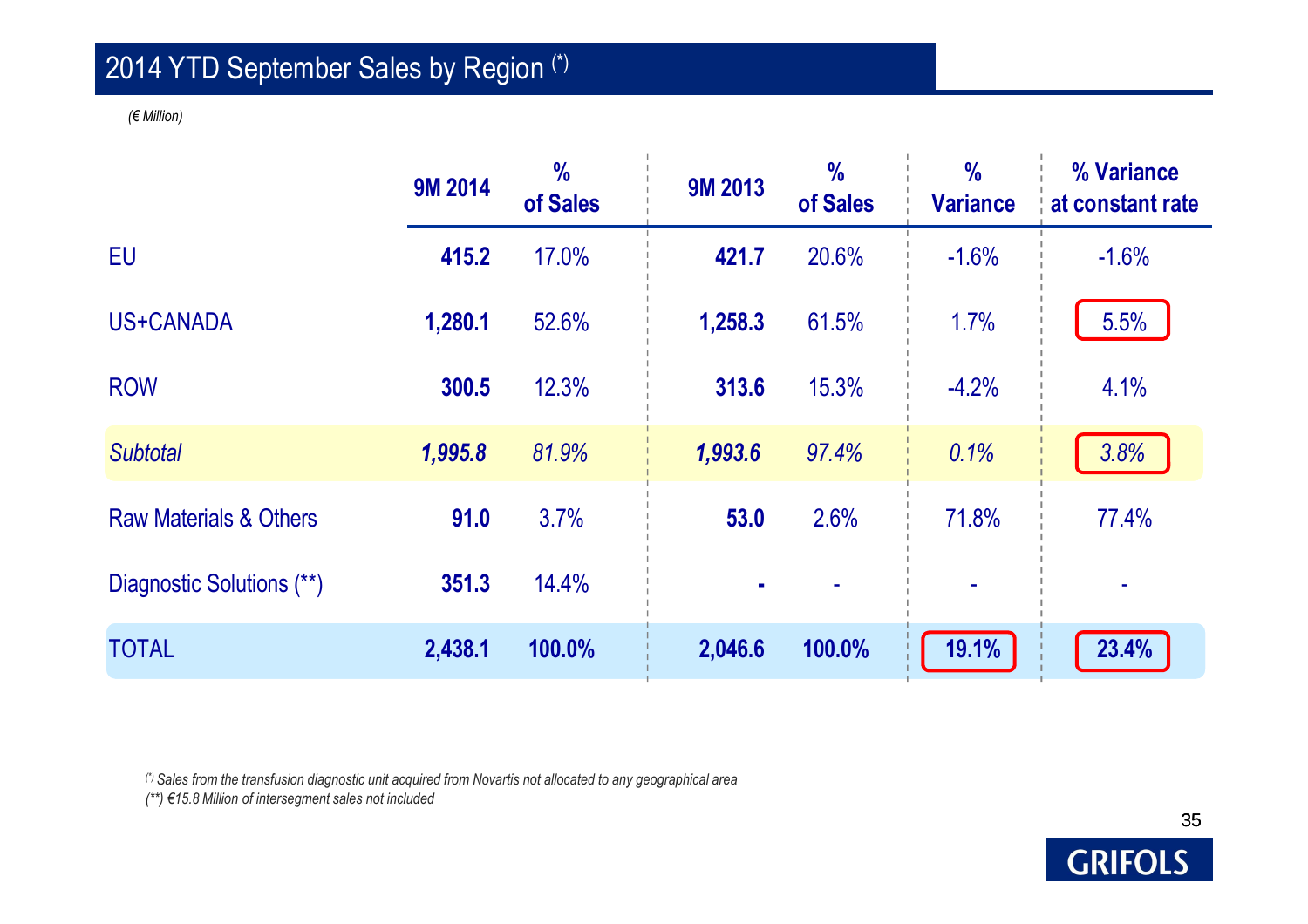## 2014 YTD September Sales by Region (*)

*(€ Million)*

| | 9M 2014 | % of Sales | 9M 2013 | % of Sales | % Variance | % Variance at constant rate |
|---|---|---|---|---|---|---|
| EU | **415.2** | 17.0% | **421.7** | 20.6% | -1.6% | -1.6% |
| US+CANADA | **1,280.1** | 52.6% | **1,258.3** | 61.5% | 1.7% | 5.5% |
| ROW | **300.5** | 12.3% | **313.6** | 15.3% | -4.2% | 4.1% |
| *Subtotal* | ***1,995.8*** | *81.9%* | ***1,993.6*** | *97.4%* | *0.1%* | *3.8%* |
| Raw Materials & Others | **91.0** | 3.7% | **53.0** | 2.6% | 71.8% | 77.4% |
| Diagnostic Solutions (**) | **351.3** | 14.4% | **-** | - | - | - |
| TOTAL | **2,438.1** | **100.0%** | **2,046.6** | **100.0%** | **19.1%** | **23.4%** |

*(\*) Sales from the transfusion diagnostic unit acquired from Novartis not allocated to any geographical area*

*(\*\*) €15.8 Million of intersegment sales not included*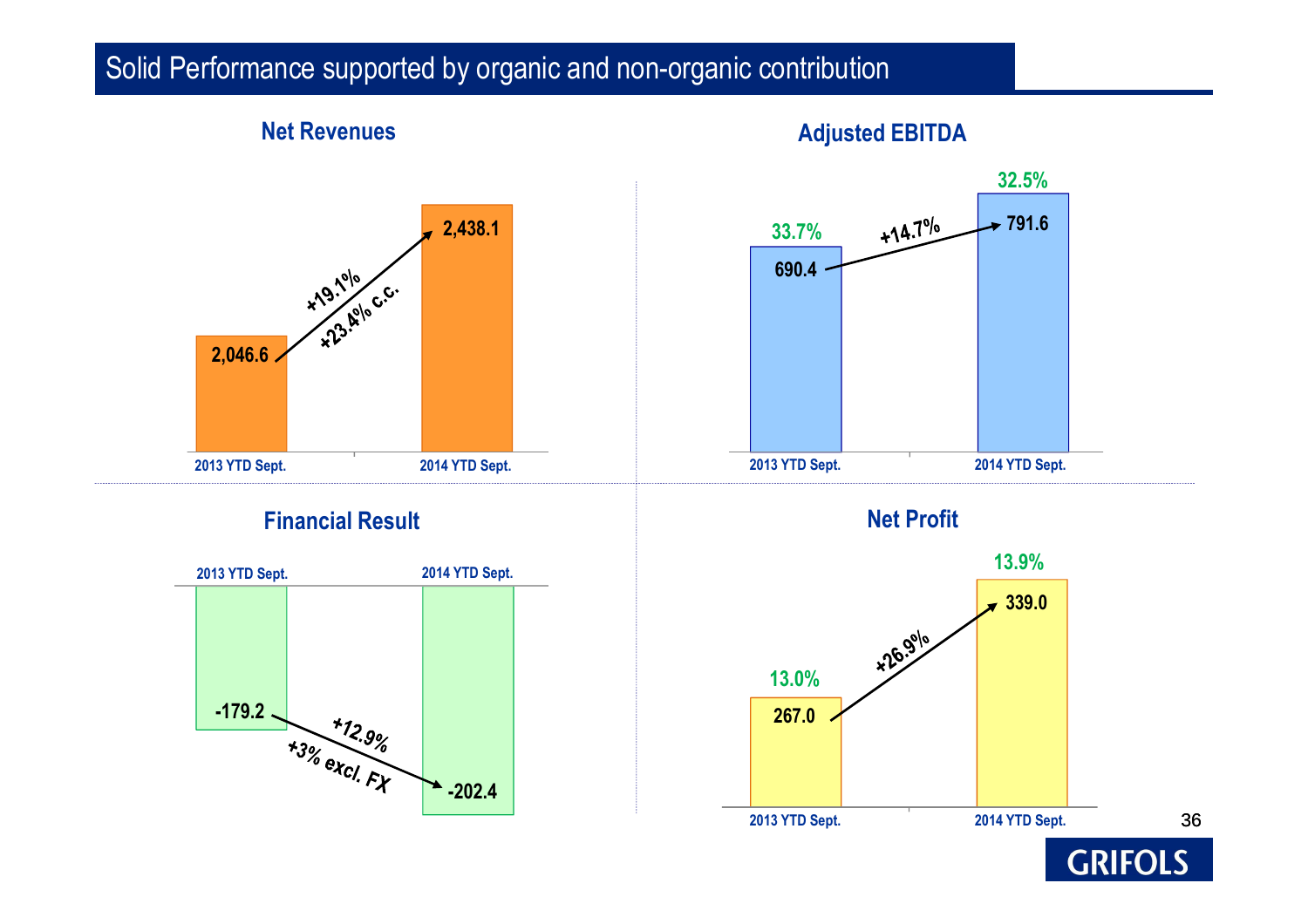# Solid Performance supported by organic and non-organic contribution

## Net Revenues

| | 2013 YTD Sept. | 2014 YTD Sept. |
|---|---|---|
| Net Revenues | 2,046.6 | 2,438.1 |

+19.1%
+23.4% c.c.

## Adjusted EBITDA

| | 2013 YTD Sept. | 2014 YTD Sept. |
|---|---|---|
| Adjusted EBITDA | 690.4 | 791.6 |
| % | 33.7% | 32.5% |

+14.7%

## Financial Result

| | 2013 YTD Sept. | 2014 YTD Sept. |
|---|---|---|
| Financial Result | -179.2 | -202.4 |

+12.9%
+3% excl. FX

## Net Profit

| | 2013 YTD Sept. | 2014 YTD Sept. |
|---|---|---|
| Net Profit | 267.0 | 339.0 |
| % | 13.0% | 13.9% |

+26.9%

GRIFOLS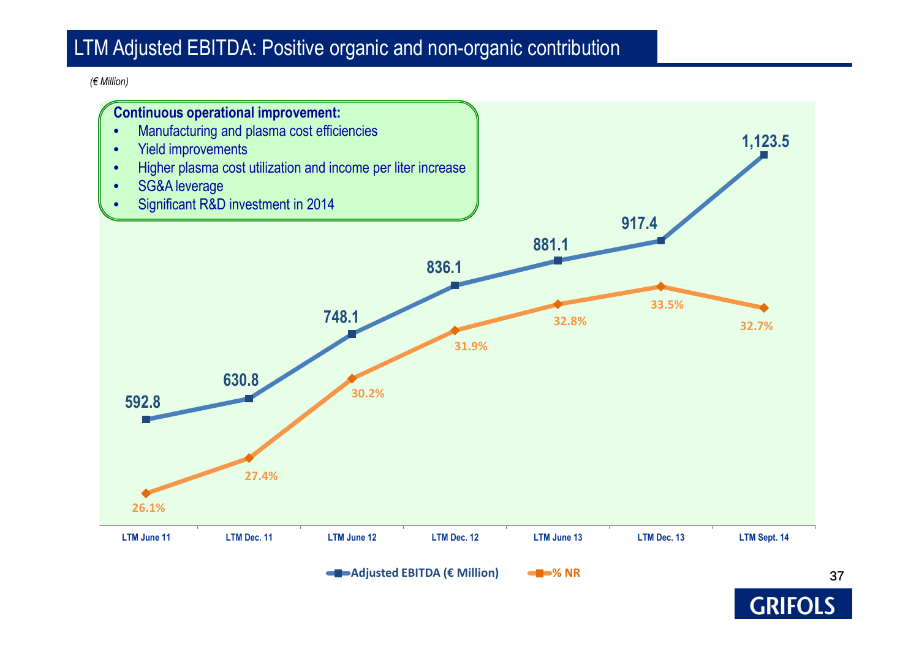# LTM Adjusted EBITDA: Positive organic and non-organic contribution

*(€ Million)*

**Continuous operational improvement:**

- Manufacturing and plasma cost efficiencies
- Yield improvements
- Higher plasma cost utilization and income per liter increase
- SG&A leverage
- Significant R&D investment in 2014

| | LTM June 11 | LTM Dec. 11 | LTM June 12 | LTM Dec. 12 | LTM June 13 | LTM Dec. 13 | LTM Sept. 14 |
|---|---|---|---|---|---|---|---|
| Adjusted EBITDA (€ Million) | 592.8 | 630.8 | 748.1 | 836.1 | 881.1 | 917.4 | 1,123.5 |
| % NR | 26.1% | 27.4% | 30.2% | 31.9% | 32.8% | 33.5% | 32.7% |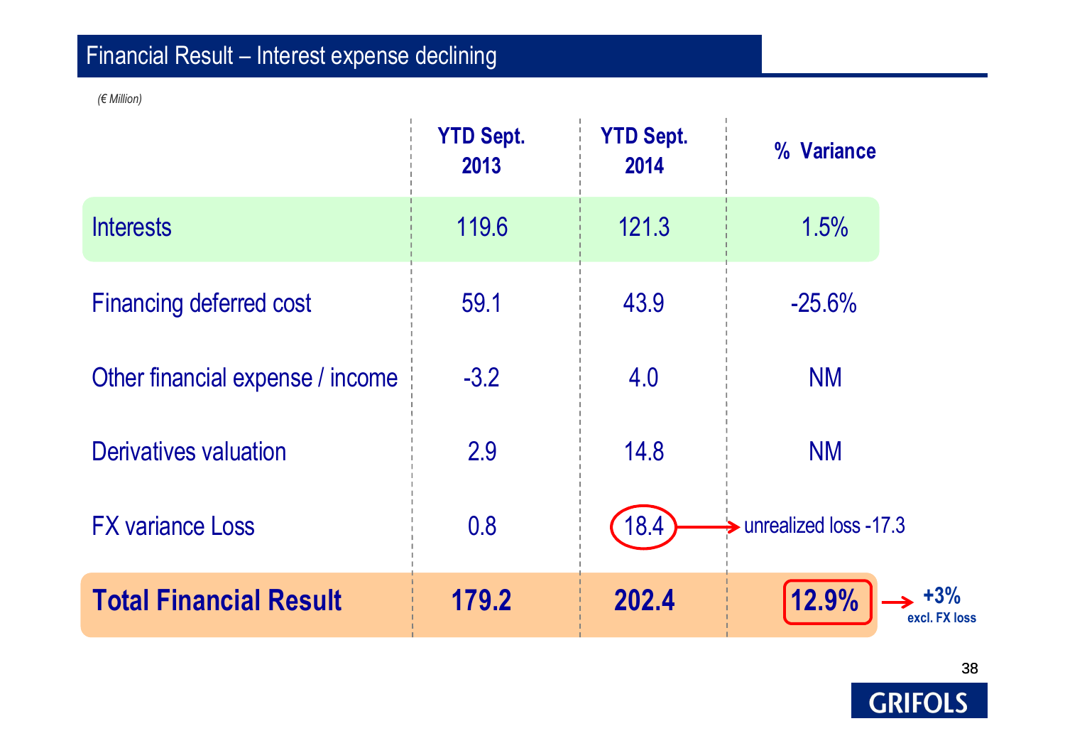## Financial Result – Interest expense declining

*(€ Million)*

| | YTD Sept. 2013 | YTD Sept. 2014 | % Variance |
|---|---|---|---|
| Interests | 119.6 | 121.3 | 1.5% |
| Financing deferred cost | 59.1 | 43.9 | -25.6% |
| Other financial expense / income | -3.2 | 4.0 | NM |
| Derivatives valuation | 2.9 | 14.8 | NM |
| FX variance Loss | 0.8 | 18.4 → unrealized loss -17.3 | |
| **Total Financial Result** | **179.2** | **202.4** | **12.9%** → **+3% excl. FX loss** |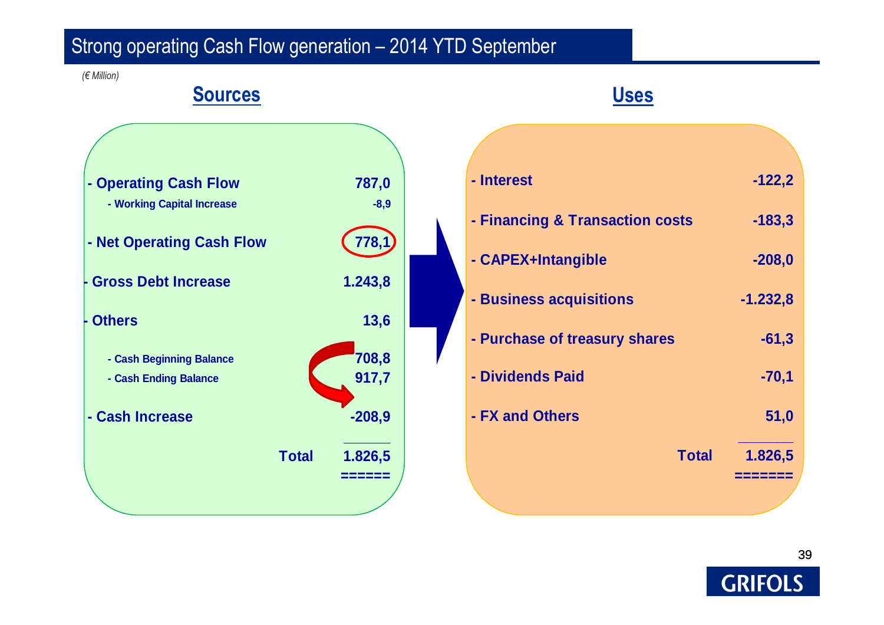# Strong operating Cash Flow generation – 2014 YTD September

*(€ Million)*

## Sources

| | |
|---|---|
| **- Operating Cash Flow** | **787,0** |
| - Working Capital Increase | -8,9 |
| **- Net Operating Cash Flow** | **778,1** |
| **- Gross Debt Increase** | **1.243,8** |
| **- Others** | **13,6** |
| - Cash Beginning Balance | 708,8 |
| - Cash Ending Balance | 917,7 |
| **- Cash Increase** | **-208,9** |
| **Total** | **1.826,5** |

## Uses

| | |
|---|---|
| **- Interest** | **-122,2** |
| **- Financing & Transaction costs** | **-183,3** |
| **- CAPEX+Intangible** | **-208,0** |
| **- Business acquisitions** | **-1.232,8** |
| **- Purchase of treasury shares** | **-61,3** |
| **- Dividends Paid** | **-70,1** |
| **- FX and Others** | **51,0** |
| **Total** | **1.826,5** |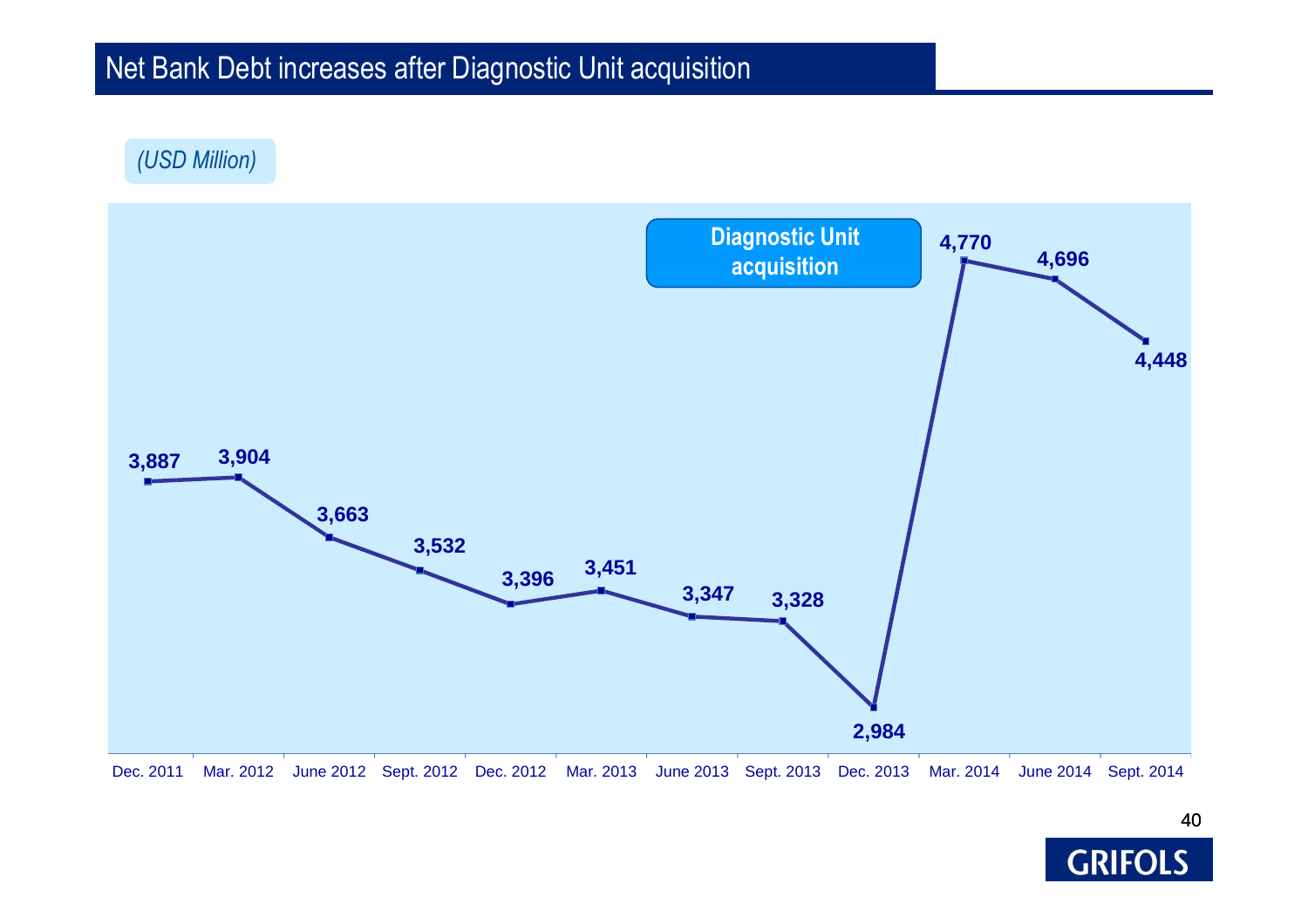# Net Bank Debt increases after Diagnostic Unit acquisition

*(USD Million)*

**Diagnostic Unit acquisition**

| Period | Net Bank Debt |
|---|---|
| Dec. 2011 | 3,887 |
| Mar. 2012 | 3,904 |
| June 2012 | 3,663 |
| Sept. 2012 | 3,532 |
| Dec. 2012 | 3,396 |
| Mar. 2013 | 3,451 |
| June 2013 | 3,347 |
| Sept. 2013 | 3,328 |
| Dec. 2013 | 2,984 |
| Mar. 2014 | 4,770 |
| June 2014 | 4,696 |
| Sept. 2014 | 4,448 |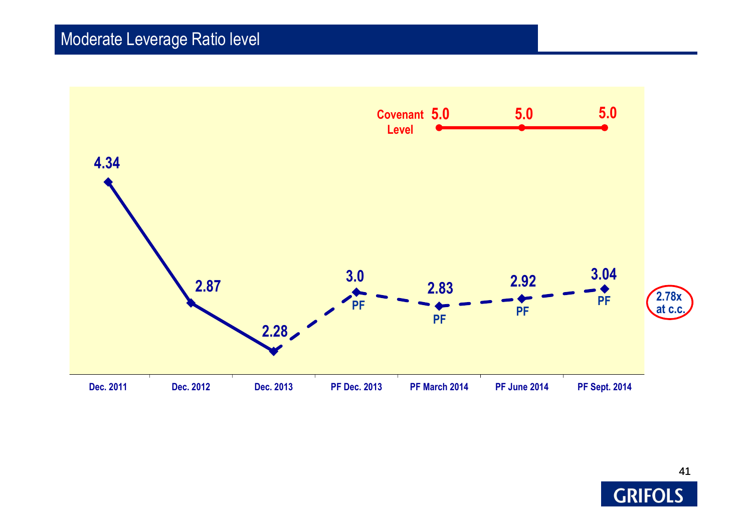## Moderate Leverage Ratio level

| | Dec. 2011 | Dec. 2012 | Dec. 2013 | PF Dec. 2013 | PF March 2014 | PF June 2014 | PF Sept. 2014 |
|---|---|---|---|---|---|---|---|
| Leverage Ratio | 4.34 | 2.87 | 2.28 | 3.0 PF | 2.83 PF | 2.92 PF | 3.04 PF |
| Covenant Level | | | | | 5.0 | 5.0 | 5.0 |

2.78x at c.c.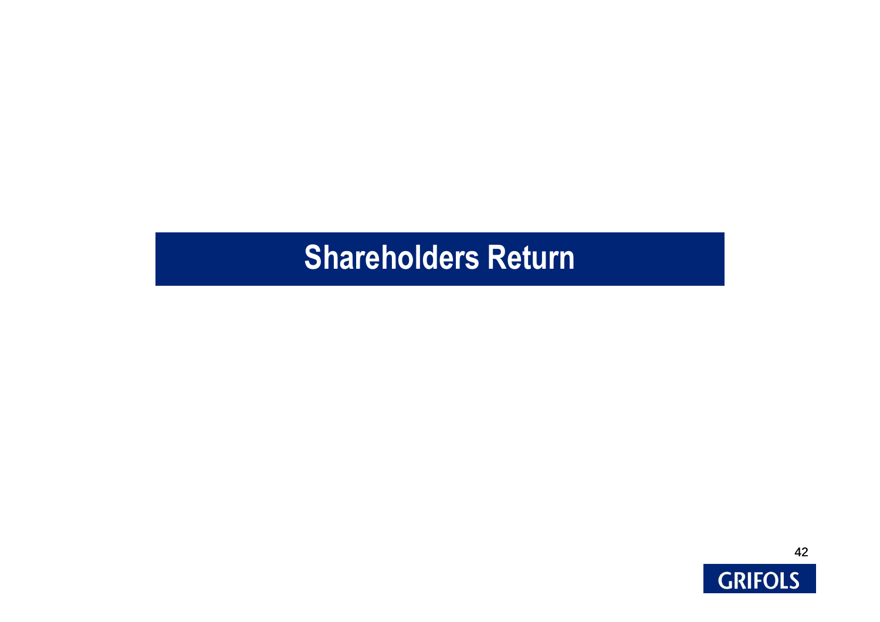# Shareholders Return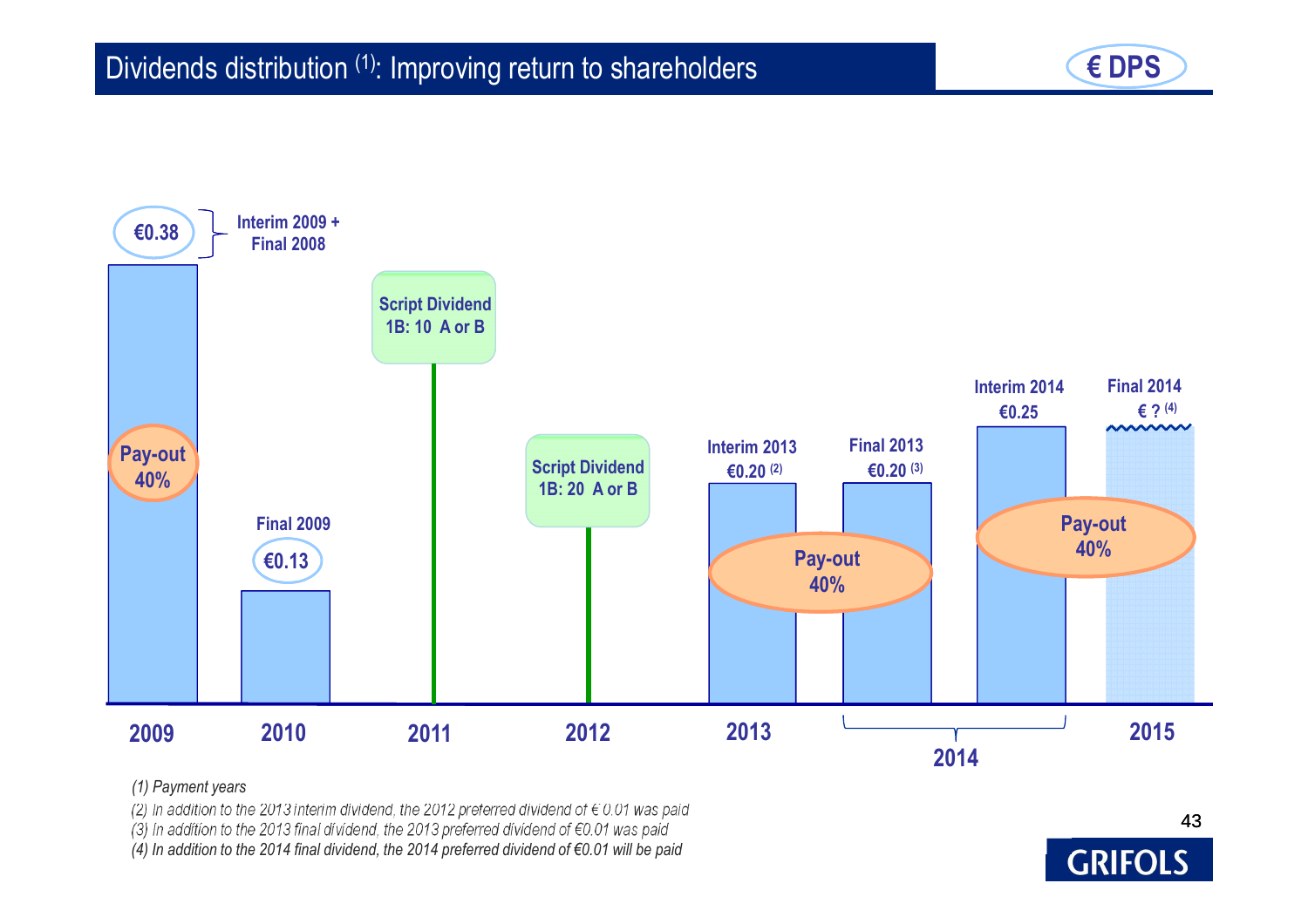## Dividends distribution (1): Improving return to shareholders

€ DPS

| Payment year | Dividend | Amount | Pay-out |
| --- | --- | --- | --- |
| 2009 | Interim 2009 + Final 2008 | €0.38 | 40% |
| 2010 | Final 2009 | €0.13 | |
| 2011 | Script Dividend 1B: 10 A or B | | |
| 2012 | Script Dividend 1B: 20 A or B | | |
| 2013 | Interim 2013 | €0.20 (2) | 40% |
| 2014 | Final 2013 | €0.20 (3) | 40% |
| 2014 | Interim 2014 | €0.25 | 40% |
| 2015 | Final 2014 | € ? (4) | 40% |

*(1) Payment years*

*(2) In addition to the 2013 interim dividend, the 2012 preferred dividend of € 0.01 was paid*

*(3) In addition to the 2013 final dividend, the 2013 preferred dividend of €0.01 was paid*

*(4) In addition to the 2014 final dividend, the 2014 preferred dividend of €0.01 will be paid*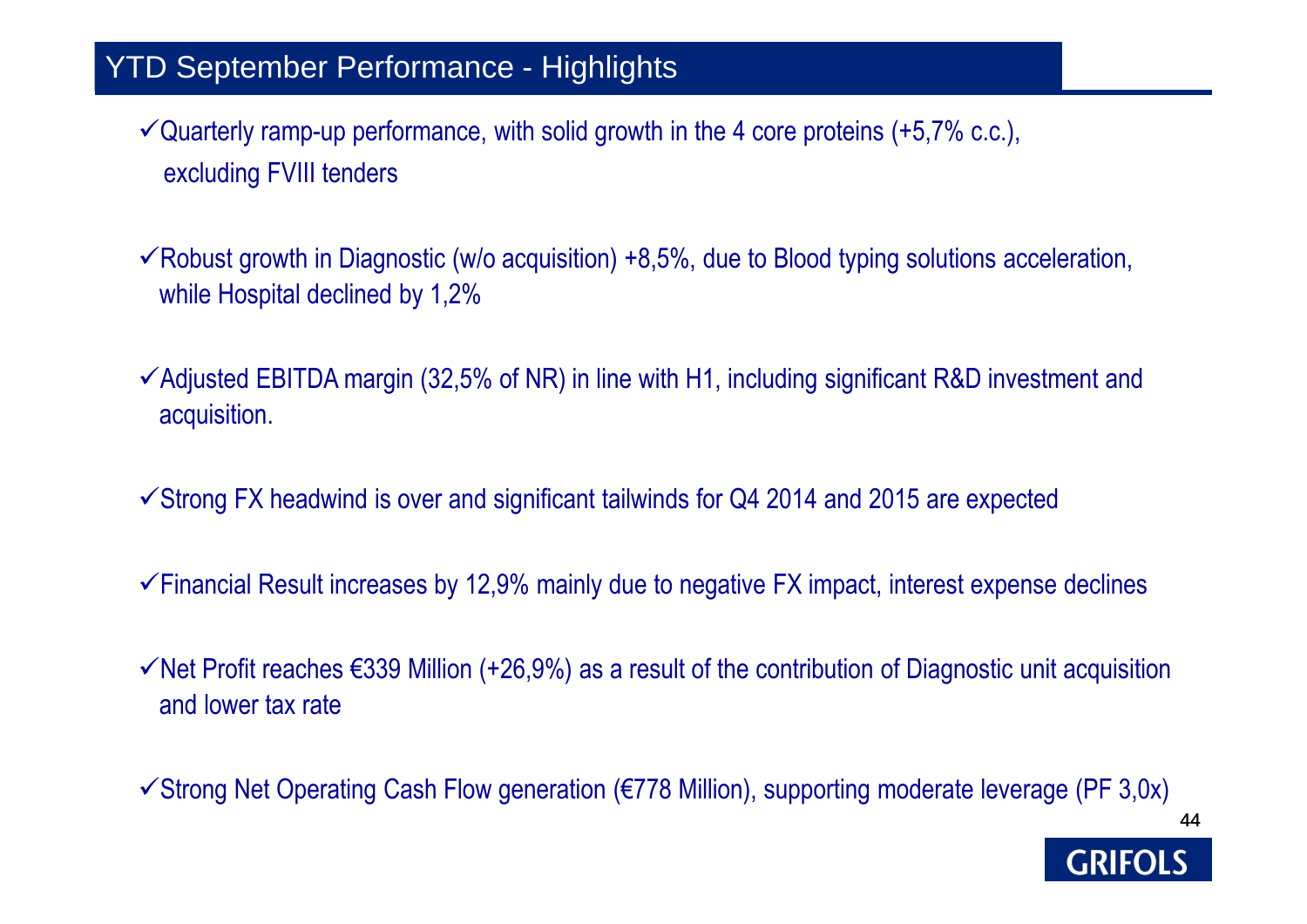# YTD September Performance - Highlights

- ✓Quarterly ramp-up performance, with solid growth in the 4 core proteins (+5,7% c.c.), excluding FVIII tenders
- ✓Robust growth in Diagnostic (w/o acquisition) +8,5%, due to Blood typing solutions acceleration, while Hospital declined by 1,2%
- ✓Adjusted EBITDA margin (32,5% of NR) in line with H1, including significant R&D investment and acquisition.
- ✓Strong FX headwind is over and significant tailwinds for Q4 2014 and 2015 are expected
- ✓Financial Result increases by 12,9% mainly due to negative FX impact, interest expense declines
- ✓Net Profit reaches €339 Million (+26,9%) as a result of the contribution of Diagnostic unit acquisition and lower tax rate
- ✓Strong Net Operating Cash Flow generation (€778 Million), supporting moderate leverage (PF 3,0x)

GRIFOLS